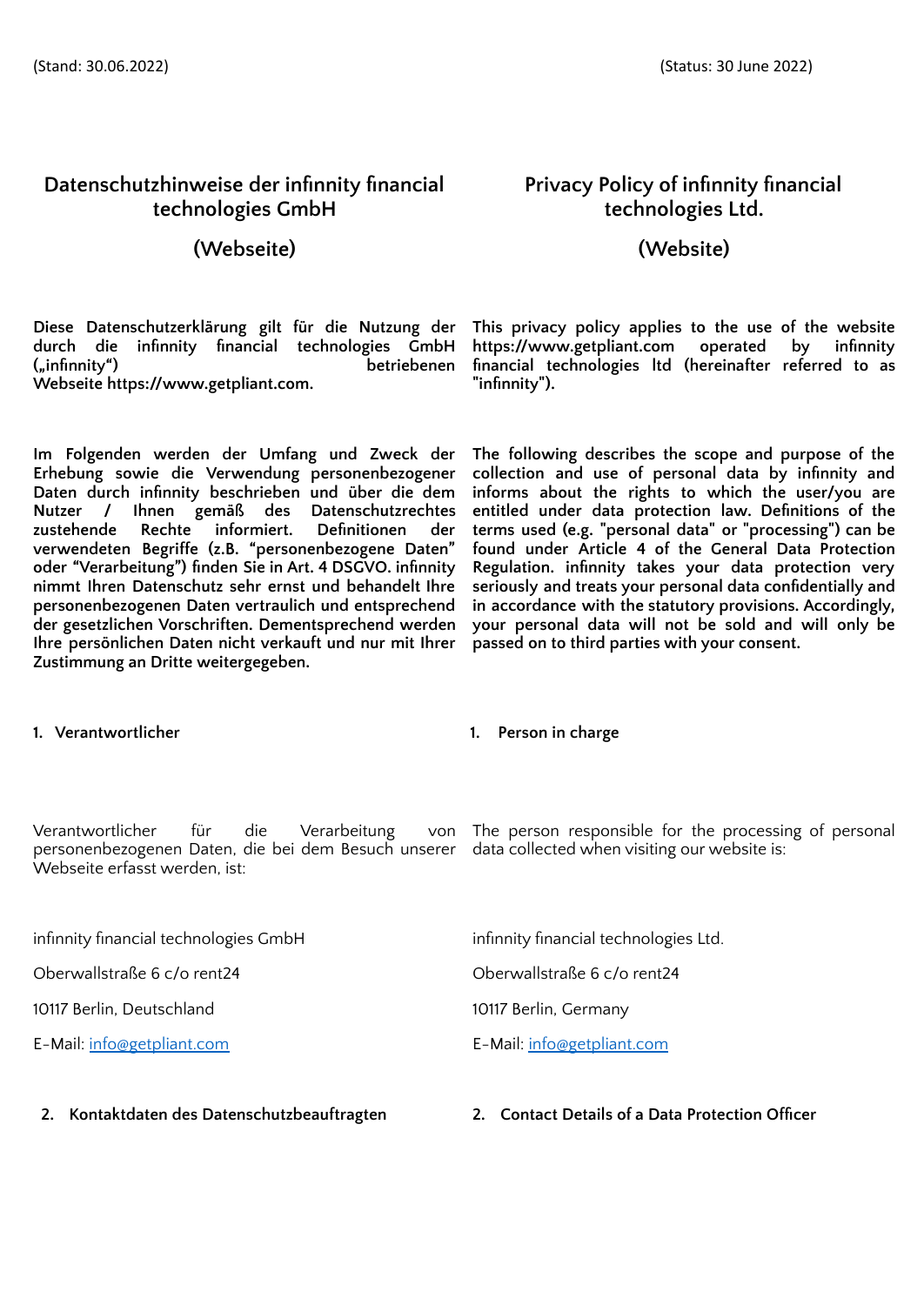(Stand: 30.06.2022)

# Datenschutzhinweise der infinnity financial technologies GmbH

## (Webseite)

**Diese Datenschutzerklärung gilt für die Nutzung der durch die infinnity financial technologies GmbH („infinnity“) betriebenen Webseite https://www.getpliant.com.**

**Im Folgenden werden der Umfang und Zweck der Erhebung sowie die Verwendung personenbezogener Daten durch infinnity beschrieben und über die dem Nutzer / Ihnen gemäß des Datenschutzrechtes zustehende Rechte informiert. Definitionen der verwendeten Begriffe (z.B. “personenbezogene Daten” oder “Verarbeitung”) finden Sie in Art. 4 DSGVO. infinnity nimmt Ihren Datenschutz sehr ernst und behandelt Ihre personenbezogenen Daten vertraulich und entsprechend der gesetzlichen Vorschriften. Dementsprechend werden Ihre persönlichen Daten nicht verkauft und nur mit Ihrer Zustimmung an Dritte weitergegeben.**

### 1. Verantwortlicher

Verantwortlicher für die Verarbeitung von personenbezogenen Daten, die bei dem Besuch unserer Webseite erfasst werden, ist:

infinnity financial technologies GmbH

Oberwallstraße 6 c/o rent24

10117 Berlin, Deutschland

E-Mail: info@getpliant.com

### 2. Kontaktdaten des Datenschutzbeauftragten

(Status: 30 June 2022)

# Privacy Policy of infinnity financial technologies Ltd.

## (Website)

**This privacy policy applies to the use of the website https://www.getpliant.com operated by infinnity financial technologies ltd (hereinafter referred to as "infinnity").**

**The following describes the scope and purpose of the collection and use of personal data by infinnity and informs about the rights to which the user/you are entitled under data protection law. Definitions of the terms used (e.g. "personal data" or "processing") can be found under Article 4 of the General Data Protection Regulation. infinnity takes your data protection very seriously and treats your personal data confidentially and in accordance with the statutory provisions. Accordingly, your personal data will not be sold and will only be passed on to third parties with your consent.**

### 1. Person in charge

The person responsible for the processing of personal data collected when visiting our website is:

infinnity financial technologies Ltd.

Oberwallstraße 6 c/o rent24

10117 Berlin, Germany

E-Mail: info@getpliant.com

### 2. Contact Details of a Data Protection Officer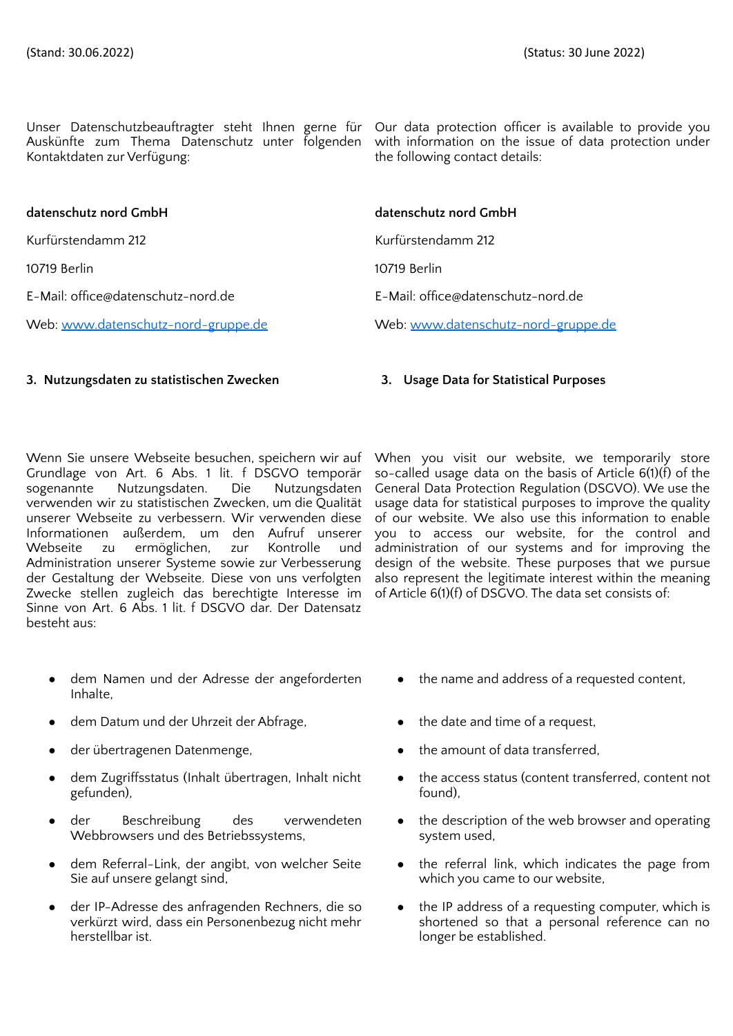(Stand: 30.06.2022)

Unser Datenschutzbeauftragter steht Ihnen gerne für Auskünfte zum Thema Datenschutz unter folgenden Kontaktdaten zur Verfügung:

**datenschutz nord GmbH**

Kurfürstendamm 212

10719 Berlin

E-Mail: office@datenschutz-nord.de

Web: [www.datenschutz-nord-gruppe.de](http://www.datenschutz-nord-gruppe.de)

## 3. Nutzungsdaten zu statistischen Zwecken

Wenn Sie unsere Webseite besuchen, speichern wir auf Grundlage von Art. 6 Abs. 1 lit. f DSGVO temporär sogenannte Nutzungsdaten. Die Nutzungsdaten verwenden wir zu statistischen Zwecken, um die Qualität unserer Webseite zu verbessern. Wir verwenden diese Informationen außerdem, um den Aufruf unserer Webseite zu ermöglichen, zur Kontrolle und Administration unserer Systeme sowie zur Verbesserung der Gestaltung der Webseite. Diese von uns verfolgten Zwecke stellen zugleich das berechtigte Interesse im Sinne von Art. 6 Abs. 1 lit. f DSGVO dar. Der Datensatz besteht aus:

- dem Namen und der Adresse der angeforderten Inhalte,
- dem Datum und der Uhrzeit der Abfrage,
- der übertragenen Datenmenge,
- dem Zugriffsstatus (Inhalt übertragen, Inhalt nicht gefunden),
- der Beschreibung des verwendeten Webbrowsers und des Betriebssystems,
- dem Referral-Link, der angibt, von welcher Seite Sie auf unsere gelangt sind,
- der IP-Adresse des anfragenden Rechners, die so verkürzt wird, dass ein Personenbezug nicht mehr herstellbar ist.

(Status: 30 June 2022)

Our data protection officer is available to provide you with information on the issue of data protection under the following contact details:

**datenschutz nord GmbH**

Kurfürstendamm 212

10719 Berlin

E-Mail: office@datenschutz-nord.de

Web: [www.datenschutz-nord-gruppe.de](http://www.datenschutz-nord-gruppe.de)

## 3. Usage Data for Statistical Purposes

When you visit our website, we temporarily store so-called usage data on the basis of Article 6(1)(f) of the General Data Protection Regulation (DSGVO). We use the usage data for statistical purposes to improve the quality of our website. We also use this information to enable you to access our website, for the control and administration of our systems and for improving the design of the website. These purposes that we pursue also represent the legitimate interest within the meaning of Article 6(1)(f) of DSGVO. The data set consists of:

- the name and address of a requested content,
- the date and time of a request,
- the amount of data transferred,
- the access status (content transferred, content not found),
- the description of the web browser and operating system used,
- the referral link, which indicates the page from which you came to our website,
- the IP address of a requesting computer, which is shortened so that a personal reference can no longer be established.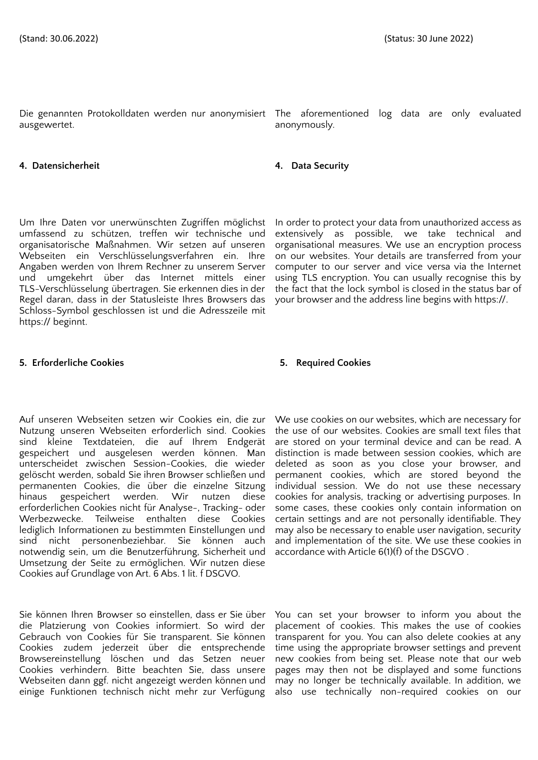Die genannten Protokolldaten werden nur anonymisiert ausgewertet.

The aforementioned log data are only evaluated anonymously.

**4. Datensicherheit**

**4. Data Security**

Um Ihre Daten vor unerwünschten Zugriffen möglichst umfassend zu schützen, treffen wir technische und organisatorische Maßnahmen. Wir setzen auf unseren Webseiten ein Verschlüsselungsverfahren ein. Ihre Angaben werden von Ihrem Rechner zu unserem Server und umgekehrt über das Internet mittels einer TLS-Verschlüsselung übertragen. Sie erkennen dies in der Regel daran, dass in der Statusleiste Ihres Browsers das Schloss-Symbol geschlossen ist und die Adresszeile mit https:// beginnt.

In order to protect your data from unauthorized access as extensively as possible, we take technical and organisational measures. We use an encryption process on our websites. Your details are transferred from your computer to our server and vice versa via the Internet using TLS encryption. You can usually recognise this by the fact that the lock symbol is closed in the status bar of your browser and the address line begins with https://.

**5. Erforderliche Cookies**

**5. Required Cookies**

Auf unseren Webseiten setzen wir Cookies ein, die zur Nutzung unseren Webseiten erforderlich sind. Cookies sind kleine Textdateien, die auf Ihrem Endgerät gespeichert und ausgelesen werden können. Man unterscheidet zwischen Session-Cookies, die wieder gelöscht werden, sobald Sie ihren Browser schließen und permanenten Cookies, die über die einzelne Sitzung hinaus gespeichert werden. Wir nutzen diese erforderlichen Cookies nicht für Analyse-, Tracking- oder Werbezwecke. Teilweise enthalten diese Cookies lediglich Informationen zu bestimmten Einstellungen und sind nicht personenbeziehbar. Sie können auch notwendig sein, um die Benutzerführung, Sicherheit und Umsetzung der Seite zu ermöglichen. Wir nutzen diese Cookies auf Grundlage von Art. 6 Abs. 1 lit. f DSGVO.

We use cookies on our websites, which are necessary for the use of our websites. Cookies are small text files that are stored on your terminal device and can be read. A distinction is made between session cookies, which are deleted as soon as you close your browser, and permanent cookies, which are stored beyond the individual session. We do not use these necessary cookies for analysis, tracking or advertising purposes. In some cases, these cookies only contain information on certain settings and are not personally identifiable. They may also be necessary to enable user navigation, security and implementation of the site. We use these cookies in accordance with Article 6(1)(f) of the DSGVO .

Sie können Ihren Browser so einstellen, dass er Sie über die Platzierung von Cookies informiert. So wird der Gebrauch von Cookies für Sie transparent. Sie können Cookies zudem jederzeit über die entsprechende Browsereinstellung löschen und das Setzen neuer Cookies verhindern. Bitte beachten Sie, dass unsere Webseiten dann ggf. nicht angezeigt werden können und einige Funktionen technisch nicht mehr zur Verfügung

You can set your browser to inform you about the placement of cookies. This makes the use of cookies transparent for you. You can also delete cookies at any time using the appropriate browser settings and prevent new cookies from being set. Please note that our web pages may then not be displayed and some functions may no longer be technically available. In addition, we also use technically non-required cookies on our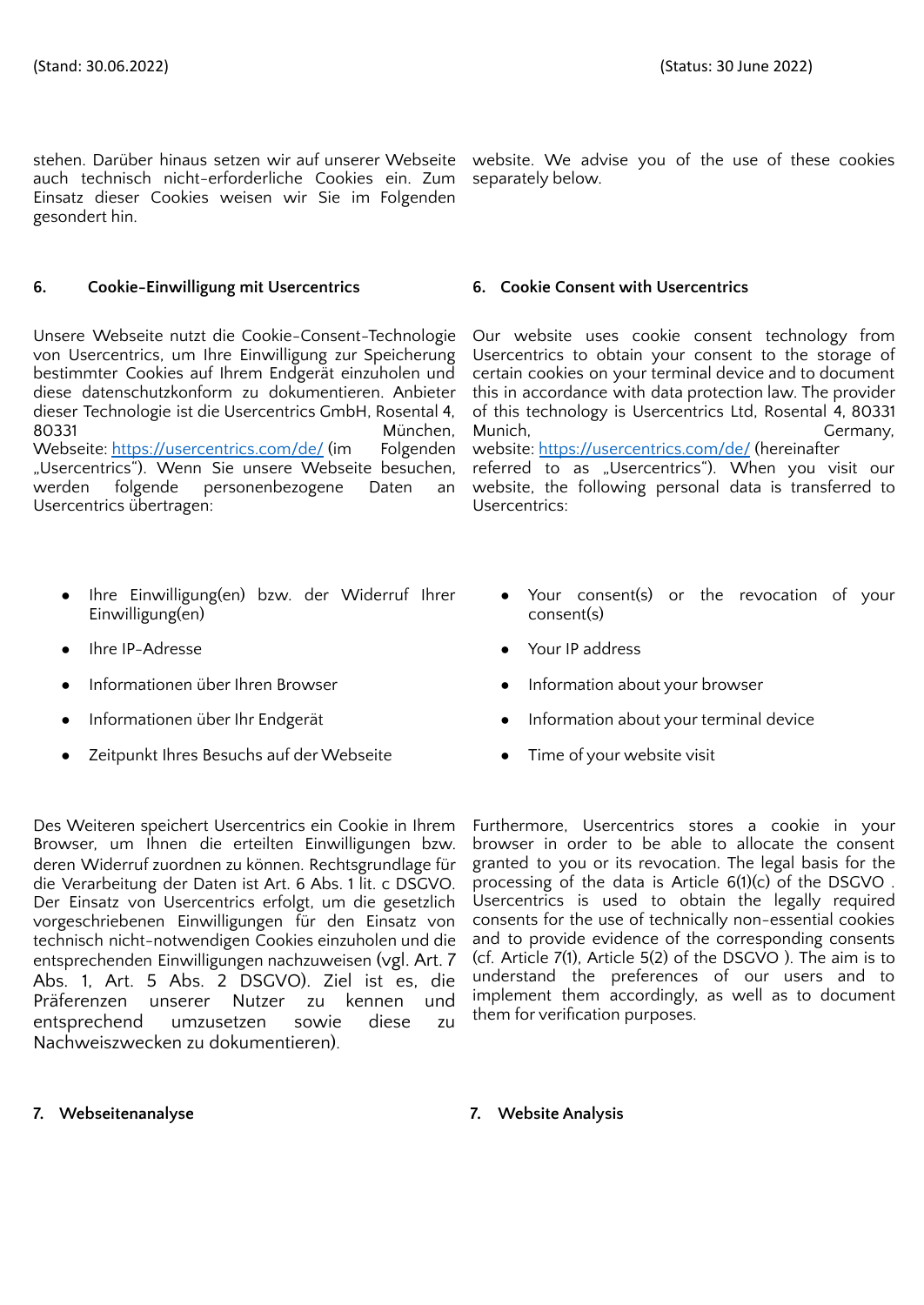stehen. Darüber hinaus setzen wir auf unserer Webseite auch technisch nicht-erforderliche Cookies ein. Zum Einsatz dieser Cookies weisen wir Sie im Folgenden gesondert hin.

website. We advise you of the use of these cookies separately below.

## 6. Cookie-Einwilligung mit Usercentrics

Unsere Webseite nutzt die Cookie-Consent-Technologie von Usercentrics, um Ihre Einwilligung zur Speicherung bestimmter Cookies auf Ihrem Endgerät einzuholen und diese datenschutzkonform zu dokumentieren. Anbieter dieser Technologie ist die Usercentrics GmbH, Rosental 4, 80331 München, Webseite: [https://usercentrics.com/de/](https://usercentrics.com/de/) (im Folgenden „Usercentrics“). Wenn Sie unsere Webseite besuchen, werden folgende personenbezogene Daten an Usercentrics übertragen:

- Ihre Einwilligung(en) bzw. der Widerruf Ihrer Einwilligung(en)
- Ihre IP-Adresse
- Informationen über Ihren Browser
- Informationen über Ihr Endgerät
- Zeitpunkt Ihres Besuchs auf der Webseite

Des Weiteren speichert Usercentrics ein Cookie in Ihrem Browser, um Ihnen die erteilten Einwilligungen bzw. deren Widerruf zuordnen zu können. Rechtsgrundlage für die Verarbeitung der Daten ist Art. 6 Abs. 1 lit. c DSGVO. Der Einsatz von Usercentrics erfolgt, um die gesetzlich vorgeschriebenen Einwilligungen für den Einsatz von technisch nicht-notwendigen Cookies einzuholen und die entsprechenden Einwilligungen nachzuweisen (vgl. Art. 7 Abs. 1, Art. 5 Abs. 2 DSGVO). Ziel ist es, die Präferenzen unserer Nutzer zu kennen und entsprechend umzusetzen sowie diese zu Nachweiszwecken zu dokumentieren).

## 6. Cookie Consent with Usercentrics

Our website uses cookie consent technology from Usercentrics to obtain your consent to the storage of certain cookies on your terminal device and to document this in accordance with data protection law. The provider of this technology is Usercentrics Ltd, Rosental 4, 80331 Munich, Germany, website: [https://usercentrics.com/de/](https://usercentrics.com/de/) (hereinafter referred to as „Usercentrics“). When you visit our website, the following personal data is transferred to Usercentrics:

- Your consent(s) or the revocation of your consent(s)
- Your IP address
- Information about your browser
- Information about your terminal device
- Time of your website visit

Furthermore, Usercentrics stores a cookie in your browser in order to be able to allocate the consent granted to you or its revocation. The legal basis for the processing of the data is Article 6(1)(c) of the DSGVO . Usercentrics is used to obtain the legally required consents for the use of technically non-essential cookies and to provide evidence of the corresponding consents (cf. Article 7(1), Article 5(2) of the DSGVO ). The aim is to understand the preferences of our users and to implement them accordingly, as well as to document them for verification purposes.

## 7. Webseitenanalyse

## 7. Website Analysis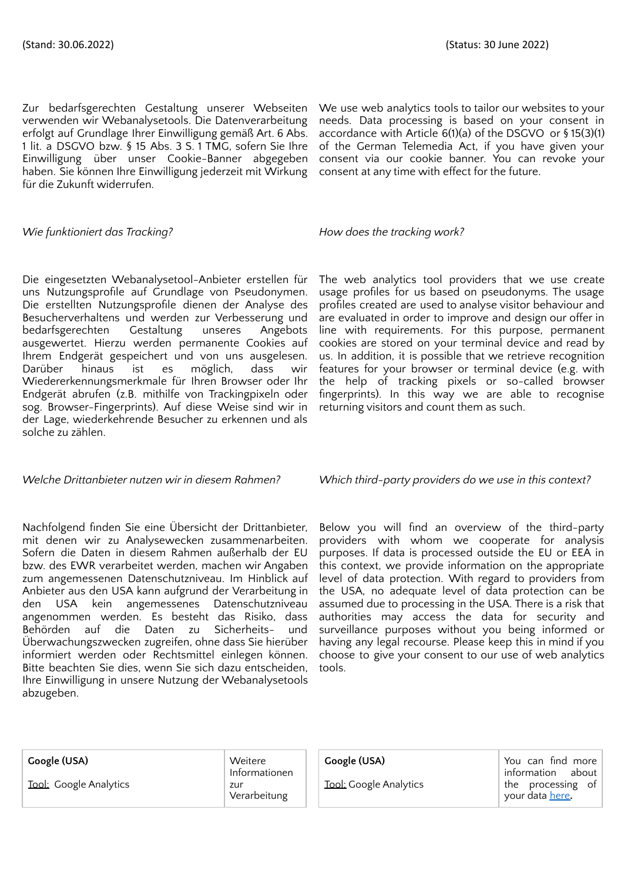(Stand: 30.06.2022)

Zur bedarfsgerechten Gestaltung unserer Webseiten verwenden wir Webanalysetools. Die Datenverarbeitung erfolgt auf Grundlage Ihrer Einwilligung gemäß Art. 6 Abs. 1 lit. a DSGVO bzw. § 15 Abs. 3 S. 1 TMG, sofern Sie Ihre Einwilligung über unser Cookie-Banner abgegeben haben. Sie können Ihre Einwilligung jederzeit mit Wirkung für die Zukunft widerrufen.

*Wie funktioniert das Tracking?*

Die eingesetzten Webanalysetool-Anbieter erstellen für uns Nutzungsprofile auf Grundlage von Pseudonymen. Die erstellten Nutzungsprofile dienen der Analyse des Besucherverhaltens und werden zur Verbesserung und bedarfsgerechten Gestaltung unseres Angebots ausgewertet. Hierzu werden permanente Cookies auf Ihrem Endgerät gespeichert und von uns ausgelesen. Darüber hinaus ist es möglich, dass wir Wiedererkennungsmerkmale für Ihren Browser oder Ihr Endgerät abrufen (z.B. mithilfe von Trackingpixeln oder sog. Browser-Fingerprints). Auf diese Weise sind wir in der Lage, wiederkehrende Besucher zu erkennen und als solche zu zählen.

*Welche Drittanbieter nutzen wir in diesem Rahmen?*

Nachfolgend finden Sie eine Übersicht der Drittanbieter, mit denen wir zu Analysewecken zusammenarbeiten. Sofern die Daten in diesem Rahmen außerhalb der EU bzw. des EWR verarbeitet werden, machen wir Angaben zum angemessenen Datenschutzniveau. Im Hinblick auf Anbieter aus den USA kann aufgrund der Verarbeitung in den USA kein angemessenes Datenschutzniveau angenommen werden. Es besteht das Risiko, dass Behörden auf die Daten zu Sicherheits- und Überwachungszwecken zugreifen, ohne dass Sie hierüber informiert werden oder Rechtsmittel einlegen können. Bitte beachten Sie dies, wenn Sie sich dazu entscheiden, Ihre Einwilligung in unsere Nutzung der Webanalysetools abzugeben.

| **Google (USA)**<br><br>Tool: Google Analytics | Weitere Informationen zur Verarbeitung |
|---|---|

(Status: 30 June 2022)

We use web analytics tools to tailor our websites to your needs. Data processing is based on your consent in accordance with Article 6(1)(a) of the DSGVO or § 15(3)(1) of the German Telemedia Act, if you have given your consent via our cookie banner. You can revoke your consent at any time with effect for the future.

*How does the tracking work?*

The web analytics tool providers that we use create usage profiles for us based on pseudonyms. The usage profiles created are used to analyse visitor behaviour and are evaluated in order to improve and design our offer in line with requirements. For this purpose, permanent cookies are stored on your terminal device and read by us. In addition, it is possible that we retrieve recognition features for your browser or terminal device (e.g. with the help of tracking pixels or so-called browser fingerprints). In this way we are able to recognise returning visitors and count them as such.

*Which third-party providers do we use in this context?*

Below you will find an overview of the third-party providers with whom we cooperate for analysis purposes. If data is processed outside the EU or EEA in this context, we provide information on the appropriate level of data protection. With regard to providers from the USA, no adequate level of data protection can be assumed due to processing in the USA. There is a risk that authorities may access the data for security and surveillance purposes without you being informed or having any legal recourse. Please keep this in mind if you choose to give your consent to our use of web analytics tools.

| **Google (USA)**<br><br>Tool: Google Analytics | You can find more information about the processing of your data here. |
|---|---|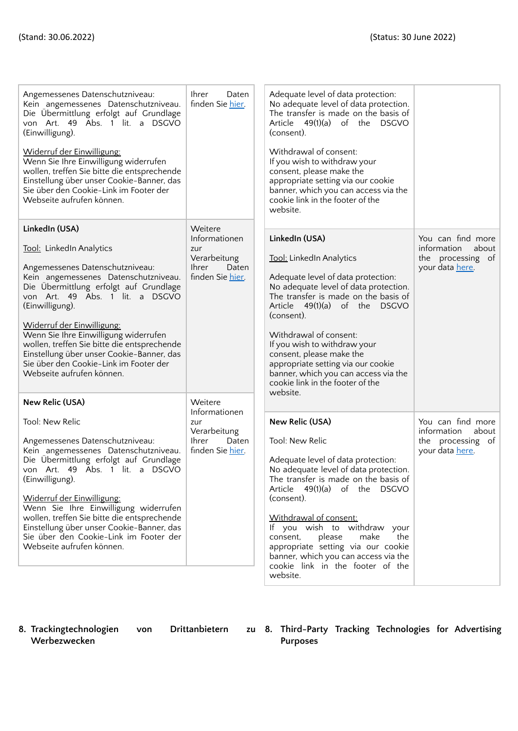(Stand: 30.06.2022) (Status: 30 June 2022)

| | |
|---|---|
| Angemessenes Datenschutzniveau:<br>Kein angemessenes Datenschutzniveau. Die Übermittlung erfolgt auf Grundlage von Art. 49 Abs. 1 lit. a DSGVO (Einwilligung).<br><br>Widerruf der Einwilligung:<br>Wenn Sie Ihre Einwilligung widerrufen wollen, treffen Sie bitte die entsprechende Einstellung über unser Cookie-Banner, das Sie über den Cookie-Link im Footer der Webseite aufrufen können. | Ihrer Daten finden Sie hier. |
| **LinkedIn (USA)**<br><br>Tool: LinkedIn Analytics<br><br>Angemessenes Datenschutzniveau:<br>Kein angemessenes Datenschutzniveau. Die Übermittlung erfolgt auf Grundlage von Art. 49 Abs. 1 lit. a DSGVO (Einwilligung).<br><br>Widerruf der Einwilligung:<br>Wenn Sie Ihre Einwilligung widerrufen wollen, treffen Sie bitte die entsprechende Einstellung über unser Cookie-Banner, das Sie über den Cookie-Link im Footer der Webseite aufrufen können. | Weitere Informationen zur Verarbeitung Ihrer Daten finden Sie hier. |
| **New Relic (USA)**<br><br>Tool: New Relic<br><br>Angemessenes Datenschutzniveau:<br>Kein angemessenes Datenschutzniveau. Die Übermittlung erfolgt auf Grundlage von Art. 49 Abs. 1 lit. a DSGVO (Einwilligung).<br><br>Widerruf der Einwilligung:<br>Wenn Sie Ihre Einwilligung widerrufen wollen, treffen Sie bitte die entsprechende Einstellung über unser Cookie-Banner, das Sie über den Cookie-Link im Footer der Webseite aufrufen können. | Weitere Informationen zur Verarbeitung Ihrer Daten finden Sie hier. |

| | |
|---|---|
| Adequate level of data protection:<br>No adequate level of data protection. The transfer is made on the basis of Article 49(1)(a) of the DSGVO (consent).<br><br>Withdrawal of consent:<br>If you wish to withdraw your consent, please make the appropriate setting via our cookie banner, which you can access via the cookie link in the footer of the website. | |
| **LinkedIn (USA)**<br><br>Tool: LinkedIn Analytics<br><br>Adequate level of data protection:<br>No adequate level of data protection. The transfer is made on the basis of Article 49(1)(a) of the DSGVO (consent).<br><br>Withdrawal of consent:<br>If you wish to withdraw your consent, please make the appropriate setting via our cookie banner, which you can access via the cookie link in the footer of the website. | You can find more information about the processing of your data here. |
| **New Relic (USA)**<br><br>Tool: New Relic<br><br>Adequate level of data protection:<br>No adequate level of data protection. The transfer is made on the basis of Article 49(1)(a) of the DSGVO (consent).<br><br>Withdrawal of consent:<br>If you wish to withdraw your consent, please make the appropriate setting via our cookie banner, which you can access via the cookie link in the footer of the website. | You can find more information about the processing of your data here. |

## 8. Trackingtechnologien von Drittanbietern zu Werbezwecken

## 8. Third-Party Tracking Technologies for Advertising Purposes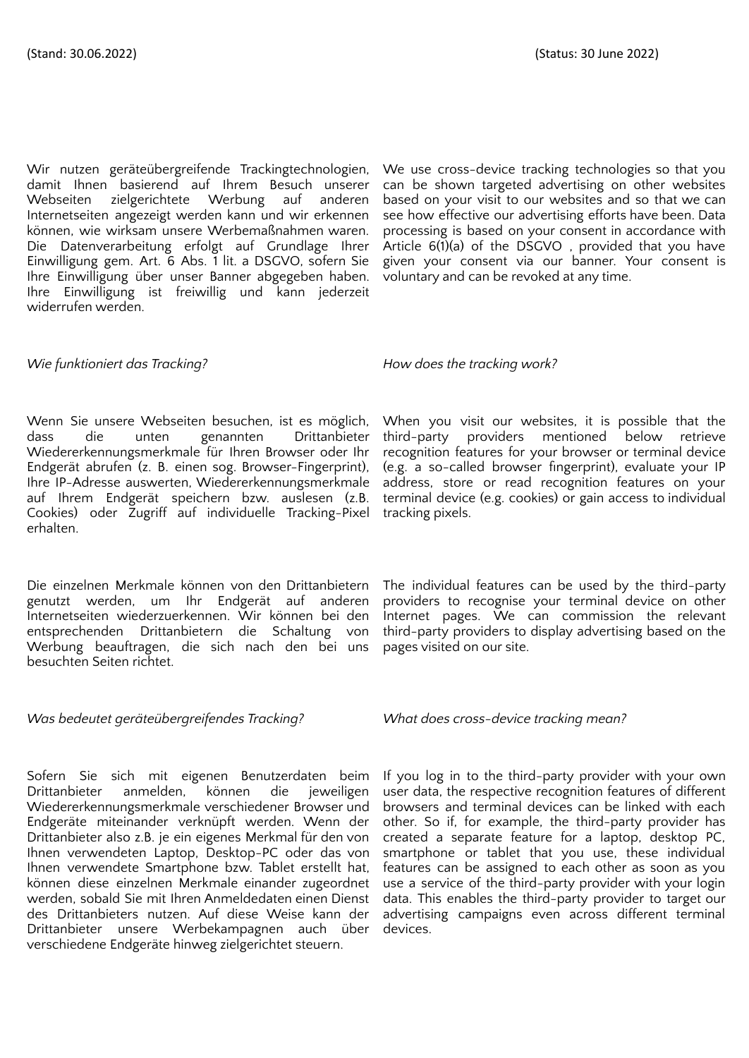(Stand: 30.06.2022)

Wir nutzen geräteübergreifende Trackingtechnologien, damit Ihnen basierend auf Ihrem Besuch unserer Webseiten zielgerichtete Werbung auf anderen Internetseiten angezeigt werden kann und wir erkennen können, wie wirksam unsere Werbemaßnahmen waren. Die Datenverarbeitung erfolgt auf Grundlage Ihrer Einwilligung gem. Art. 6 Abs. 1 lit. a DSGVO, sofern Sie Ihre Einwilligung über unser Banner abgegeben haben. Ihre Einwilligung ist freiwillig und kann jederzeit widerrufen werden.

*Wie funktioniert das Tracking?*

Wenn Sie unsere Webseiten besuchen, ist es möglich, dass die unten genannten Drittanbieter Wiedererkennungsmerkmale für Ihren Browser oder Ihr Endgerät abrufen (z. B. einen sog. Browser-Fingerprint), Ihre IP-Adresse auswerten, Wiedererkennungsmerkmale auf Ihrem Endgerät speichern bzw. auslesen (z.B. Cookies) oder Zugriff auf individuelle Tracking-Pixel erhalten.

Die einzelnen Merkmale können von den Drittanbietern genutzt werden, um Ihr Endgerät auf anderen Internetseiten wiederzuerkennen. Wir können bei den entsprechenden Drittanbietern die Schaltung von Werbung beauftragen, die sich nach den bei uns besuchten Seiten richtet.

*Was bedeutet geräteübergreifendes Tracking?*

Sofern Sie sich mit eigenen Benutzerdaten beim Drittanbieter anmelden, können die jeweiligen Wiedererkennungsmerkmale verschiedener Browser und Endgeräte miteinander verknüpft werden. Wenn der Drittanbieter also z.B. je ein eigenes Merkmal für den von Ihnen verwendeten Laptop, Desktop-PC oder das von Ihnen verwendete Smartphone bzw. Tablet erstellt hat, können diese einzelnen Merkmale einander zugeordnet werden, sobald Sie mit Ihren Anmeldedaten einen Dienst des Drittanbieters nutzen. Auf diese Weise kann der Drittanbieter unsere Werbekampagnen auch über verschiedene Endgeräte hinweg zielgerichtet steuern.

(Status: 30 June 2022)

We use cross-device tracking technologies so that you can be shown targeted advertising on other websites based on your visit to our websites and so that we can see how effective our advertising efforts have been. Data processing is based on your consent in accordance with Article 6(1)(a) of the DSGVO , provided that you have given your consent via our banner. Your consent is voluntary and can be revoked at any time.

*How does the tracking work?*

When you visit our websites, it is possible that the third-party providers mentioned below retrieve recognition features for your browser or terminal device (e.g. a so-called browser fingerprint), evaluate your IP address, store or read recognition features on your terminal device (e.g. cookies) or gain access to individual tracking pixels.

The individual features can be used by the third-party providers to recognise your terminal device on other Internet pages. We can commission the relevant third-party providers to display advertising based on the pages visited on our site.

*What does cross-device tracking mean?*

If you log in to the third-party provider with your own user data, the respective recognition features of different browsers and terminal devices can be linked with each other. So if, for example, the third-party provider has created a separate feature for a laptop, desktop PC, smartphone or tablet that you use, these individual features can be assigned to each other as soon as you use a service of the third-party provider with your login data. This enables the third-party provider to target our advertising campaigns even across different terminal devices.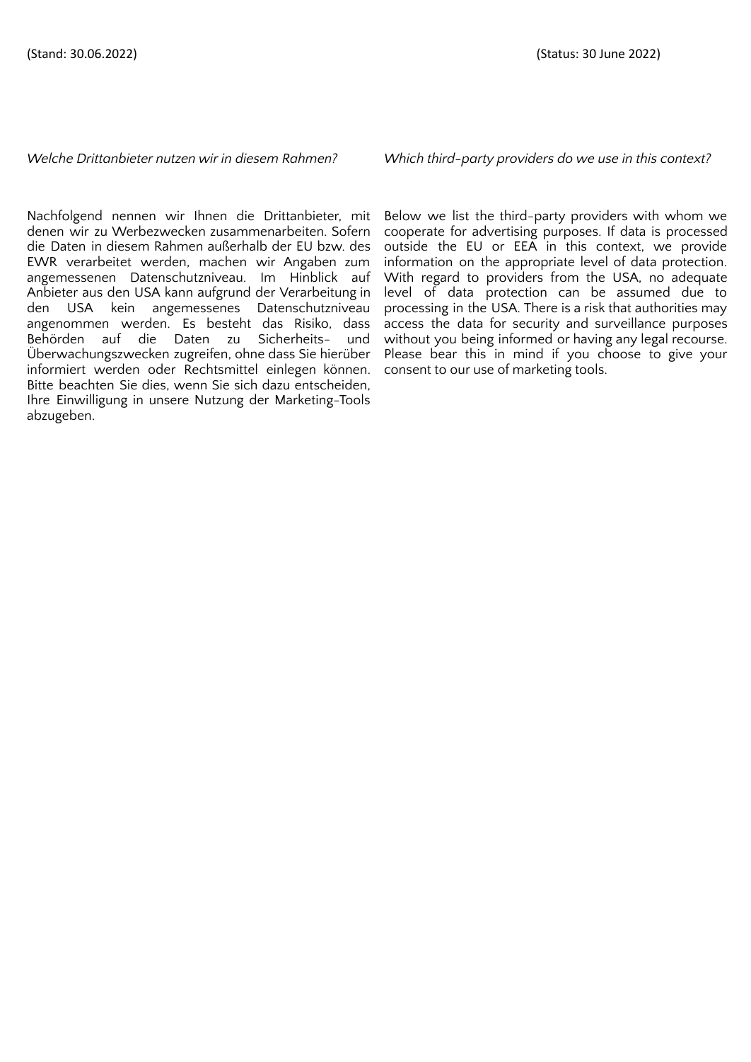(Stand: 30.06.2022)

*Welche Drittanbieter nutzen wir in diesem Rahmen?*

Nachfolgend nennen wir Ihnen die Drittanbieter, mit denen wir zu Werbezwecken zusammenarbeiten. Sofern die Daten in diesem Rahmen außerhalb der EU bzw. des EWR verarbeitet werden, machen wir Angaben zum angemessenen Datenschutzniveau. Im Hinblick auf Anbieter aus den USA kann aufgrund der Verarbeitung in den USA kein angemessenes Datenschutzniveau angenommen werden. Es besteht das Risiko, dass Behörden auf die Daten zu Sicherheits- und Überwachungszwecken zugreifen, ohne dass Sie hierüber informiert werden oder Rechtsmittel einlegen können. Bitte beachten Sie dies, wenn Sie sich dazu entscheiden, Ihre Einwilligung in unsere Nutzung der Marketing-Tools abzugeben.

(Status: 30 June 2022)

*Which third-party providers do we use in this context?*

Below we list the third-party providers with whom we cooperate for advertising purposes. If data is processed outside the EU or EEA in this context, we provide information on the appropriate level of data protection. With regard to providers from the USA, no adequate level of data protection can be assumed due to processing in the USA. There is a risk that authorities may access the data for security and surveillance purposes without you being informed or having any legal recourse. Please bear this in mind if you choose to give your consent to our use of marketing tools.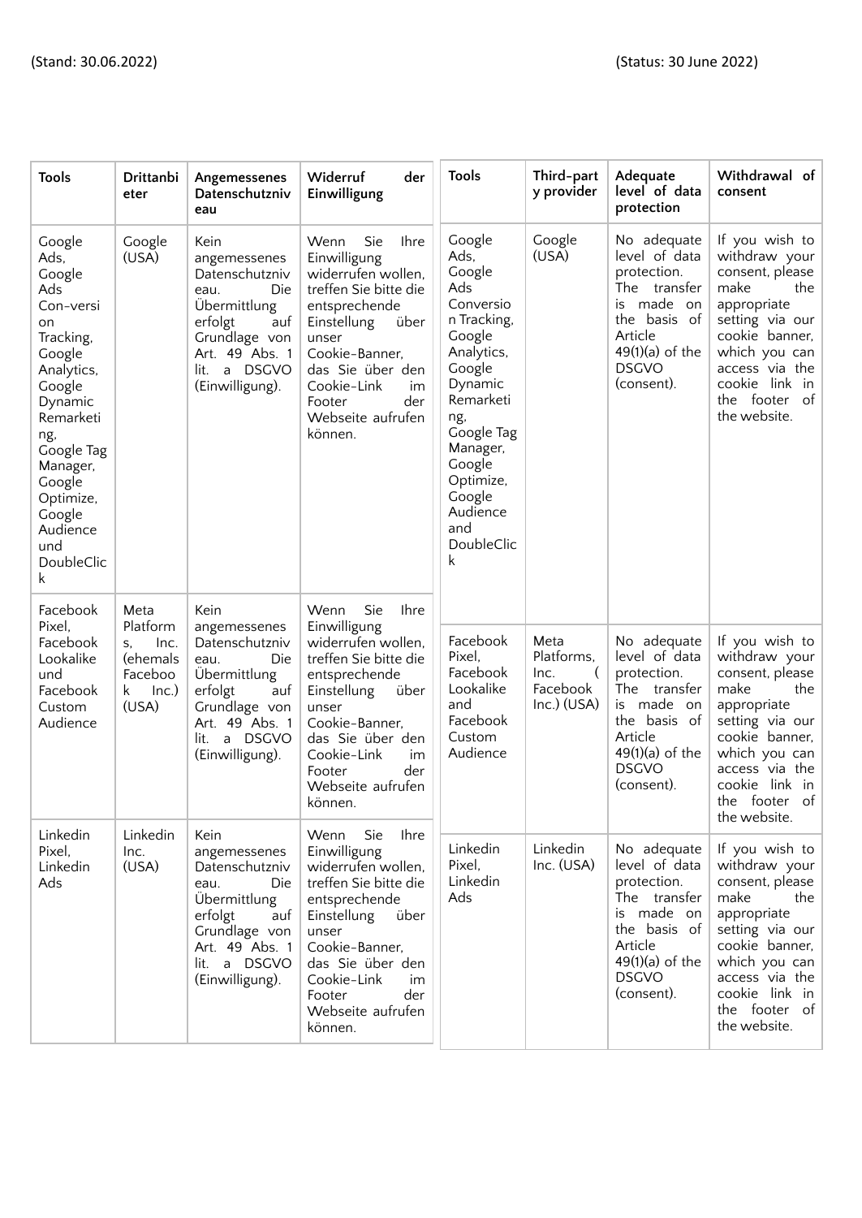(Stand: 30.06.2022)

| Tools | Drittanbieter | Angemessenes Datenschutzniveau | Widerruf der Einwilligung |
|---|---|---|---|
| Google Ads, Google Ads Con-version Tracking, Google Analytics, Google Dynamic Remarketing, Google Tag Manager, Google Optimize, Google Audience und DoubleClick | Google (USA) | Kein angemessenes Datenschutzniveau. Die Übermittlung erfolgt auf Grundlage von Art. 49 Abs. 1 lit. a DSGVO (Einwilligung). | Wenn Sie Ihre Einwilligung widerrufen wollen, treffen Sie bitte die entsprechende Einstellung über unser Cookie-Banner, das Sie über den Cookie-Link im Footer der Webseite aufrufen können. |
| Facebook Pixel, Facebook Lookalike und Facebook Custom Audience | Meta Platforms, Inc. (ehemals Facebook Inc.) (USA) | Kein angemessenes Datenschutzniveau. Die Übermittlung erfolgt auf Grundlage von Art. 49 Abs. 1 lit. a DSGVO (Einwilligung). | Wenn Sie Ihre Einwilligung widerrufen wollen, treffen Sie bitte die entsprechende Einstellung über unser Cookie-Banner, das Sie über den Cookie-Link im Footer der Webseite aufrufen können. |
| Linkedin Pixel, Linkedin Ads | Linkedin Inc. (USA) | Kein angemessenes Datenschutzniveau. Die Übermittlung erfolgt auf Grundlage von Art. 49 Abs. 1 lit. a DSGVO (Einwilligung). | Wenn Sie Ihre Einwilligung widerrufen wollen, treffen Sie bitte die entsprechende Einstellung über unser Cookie-Banner, das Sie über den Cookie-Link im Footer der Webseite aufrufen können. |

(Status: 30 June 2022)

| Tools | Third-party provider | Adequate level of data protection | Withdrawal of consent |
|---|---|---|---|
| Google Ads, Google Ads Conversion Tracking, Google Analytics, Google Dynamic Remarketing, Google Tag Manager, Google Optimize, Google Audience and DoubleClick | Google (USA) | No adequate level of data protection. The transfer is made on the basis of Article 49(1)(a) of the DSGVO (consent). | If you wish to withdraw your consent, please make the appropriate setting via our cookie banner, which you can access via the cookie link in the footer of the website. |
| Facebook Pixel, Facebook Lookalike and Facebook Custom Audience | Meta Platforms, Inc. ( Facebook Inc.) (USA) | No adequate level of data protection. The transfer is made on the basis of Article 49(1)(a) of the DSGVO (consent). | If you wish to withdraw your consent, please make the appropriate setting via our cookie banner, which you can access via the cookie link in the footer of the website. |
| Linkedin Pixel, Linkedin Ads | Linkedin Inc. (USA) | No adequate level of data protection. The transfer is made on the basis of Article 49(1)(a) of the DSGVO (consent). | If you wish to withdraw your consent, please make the appropriate setting via our cookie banner, which you can access via the cookie link in the footer of the website. |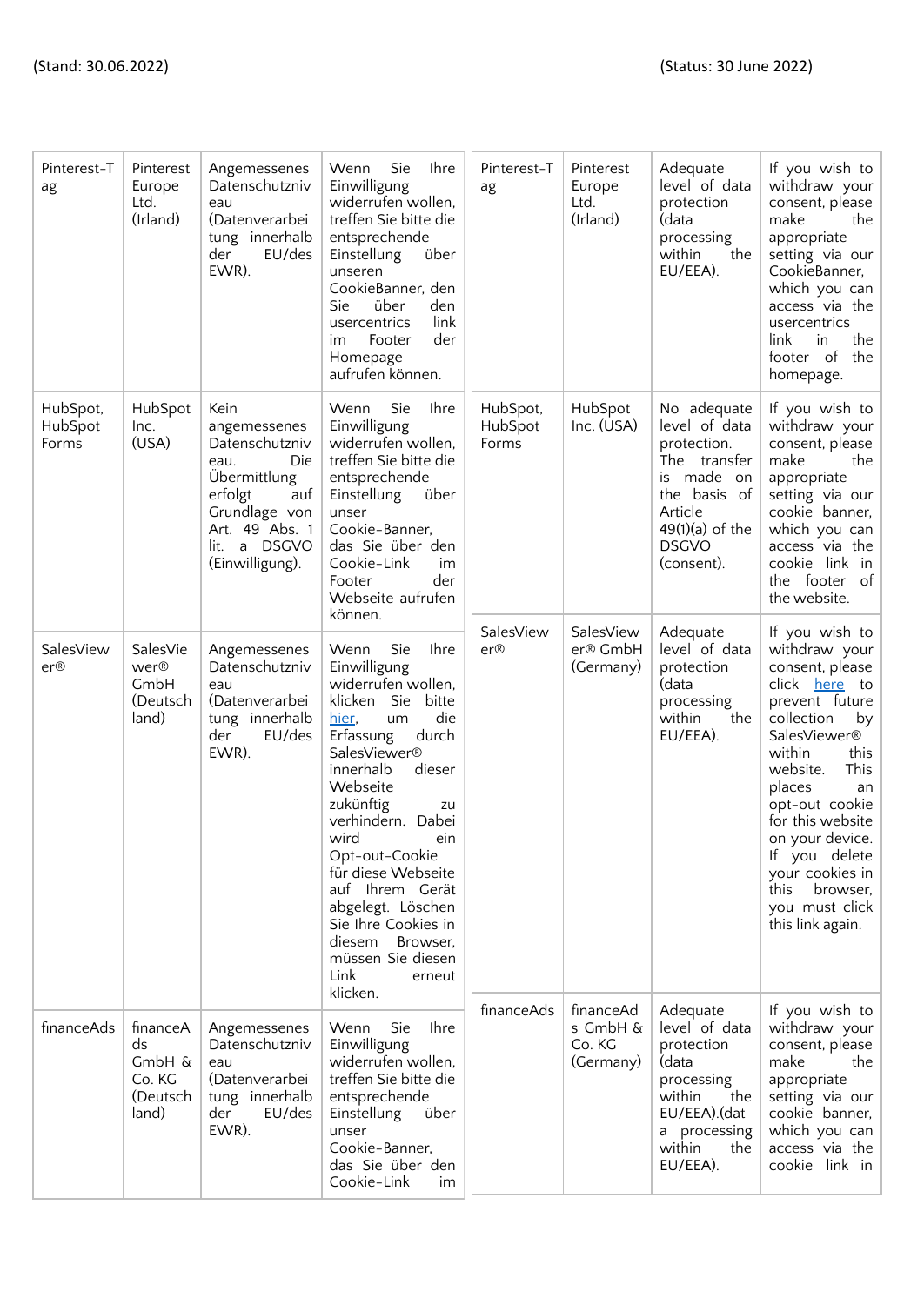(Stand: 30.06.2022)

(Status: 30 June 2022)

| | | | |
|---|---|---|---|
| Pinterest-Tag | Pinterest Europe Ltd. (Irland) | Angemessenes Datenschutzniveau (Datenverarbeitung innerhalb der EU/des EWR). | Wenn Sie Ihre Einwilligung widerrufen wollen, treffen Sie bitte die entsprechende Einstellung über unseren CookieBanner, den Sie über den usercentrics link im Footer der Homepage aufrufen können. |
| HubSpot, HubSpot Forms | HubSpot Inc. (USA) | Kein angemessenes Datenschutzniveau. Die Übermittlung erfolgt auf Grundlage von Art. 49 Abs. 1 lit. a DSGVO (Einwilligung). | Wenn Sie Ihre Einwilligung widerrufen wollen, treffen Sie bitte die entsprechende Einstellung über unser Cookie-Banner, das Sie über den Cookie-Link im Footer der Webseite aufrufen können. |
| SalesViewer® | SalesViewer® GmbH (Deutschland) | Angemessenes Datenschutzniveau (Datenverarbeitung innerhalb der EU/des EWR). | Wenn Sie Ihre Einwilligung widerrufen wollen, klicken Sie bitte [hier](), um die Erfassung durch SalesViewer® innerhalb dieser Webseite zukünftig zu verhindern. Dabei wird ein Opt-out-Cookie für diese Webseite auf Ihrem Gerät abgelegt. Löschen Sie Ihre Cookies in diesem Browser, müssen Sie diesen Link erneut klicken. |
| financeAds | financeAds GmbH & Co. KG (Deutschland) | Angemessenes Datenschutzniveau (Datenverarbeitung innerhalb der EU/des EWR). | Wenn Sie Ihre Einwilligung widerrufen wollen, treffen Sie bitte die entsprechende Einstellung über unser Cookie-Banner, das Sie über den Cookie-Link im |

| | | | |
|---|---|---|---|
| Pinterest-Tag | Pinterest Europe Ltd. (Irland) | Adequate level of data protection (data processing within the EU/EEA). | If you wish to withdraw your consent, please make the appropriate setting via our CookieBanner, which you can access via the usercentrics link in the footer of the homepage. |
| HubSpot, HubSpot Forms | HubSpot Inc. (USA) | No adequate level of data protection. The transfer is made on the basis of Article 49(1)(a) of the DSGVO (consent). | If you wish to withdraw your consent, please make the appropriate setting via our cookie banner, which you can access via the cookie link in the footer of the website. |
| SalesViewer® | SalesViewer® GmbH (Germany) | Adequate level of data protection (data processing within the EU/EEA). | If you wish to withdraw your consent, please click [here]() to prevent future collection by SalesViewer® within this website. This places an opt-out cookie for this website on your device. If you delete your cookies in this browser, you must click this link again. |
| financeAds | financeAds GmbH & Co. KG (Germany) | Adequate level of data protection (data processing within the EU/EEA).(data processing within the EU/EEA). | If you wish to withdraw your consent, please make the appropriate setting via our cookie banner, which you can access via the cookie link in |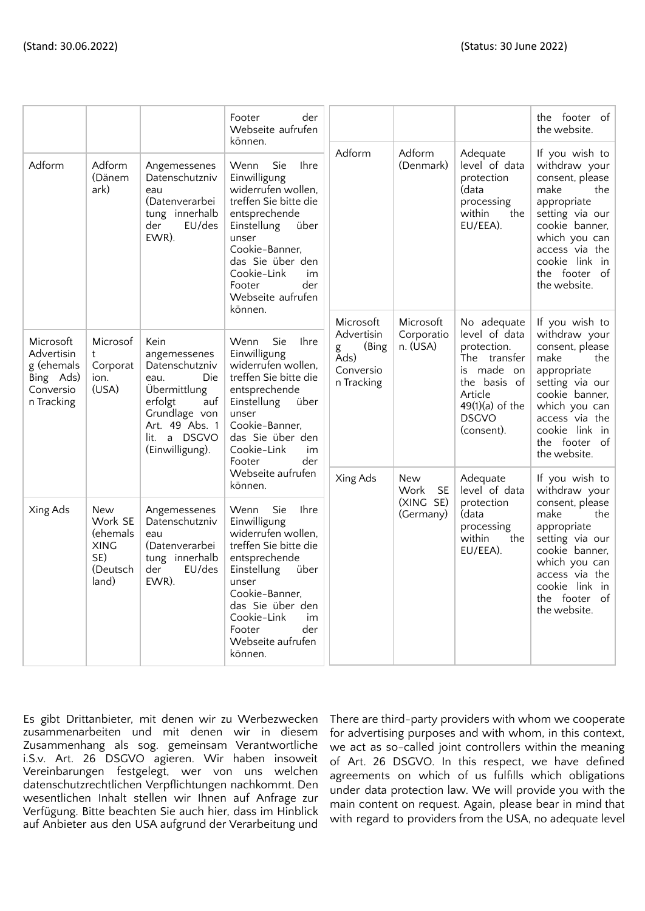(Stand: 30.06.2022)

| | | | Footer der Webseite aufrufen können. |
|---|---|---|---|
| Adform | Adform (Dänemark) | Angemessenes Datenschutzniveau (Datenverarbeitung innerhalb der EU/des EWR). | Wenn Sie Ihre Einwilligung widerrufen wollen, treffen Sie bitte die entsprechende Einstellung über unser Cookie-Banner, das Sie über den Cookie-Link im Footer der Webseite aufrufen können. |
| Microsoft Advertising (ehemals Bing Ads) Conversion Tracking | Microsoft Corporation. (USA) | Kein angemessenes Datenschutzniveau. Die Übermittlung erfolgt auf Grundlage von Art. 49 Abs. 1 lit. a DSGVO (Einwilligung). | Wenn Sie Ihre Einwilligung widerrufen wollen, treffen Sie bitte die entsprechende Einstellung über unser Cookie-Banner, das Sie über den Cookie-Link im Footer der Webseite aufrufen können. |
| Xing Ads | New Work SE (ehemals XING SE) (Deutschland) | Angemessenes Datenschutzniveau (Datenverarbeitung innerhalb der EU/des EWR). | Wenn Sie Ihre Einwilligung widerrufen wollen, treffen Sie bitte die entsprechende Einstellung über unser Cookie-Banner, das Sie über den Cookie-Link im Footer der Webseite aufrufen können. |

Es gibt Drittanbieter, mit denen wir zu Werbezwecken zusammenarbeiten und mit denen wir in diesem Zusammenhang als sog. gemeinsam Verantwortliche i.S.v. Art. 26 DSGVO agieren. Wir haben insoweit Vereinbarungen festgelegt, wer von uns welchen datenschutzrechtlichen Verpflichtungen nachkommt. Den wesentlichen Inhalt stellen wir Ihnen auf Anfrage zur Verfügung. Bitte beachten Sie auch hier, dass im Hinblick auf Anbieter aus den USA aufgrund der Verarbeitung und

(Status: 30 June 2022)

| | | | the footer of the website. |
|---|---|---|---|
| Adform | Adform (Denmark) | Adequate level of data protection (data processing within the EU/EEA). | If you wish to withdraw your consent, please make the appropriate setting via our cookie banner, which you can access via the cookie link in the footer of the website. |
| Microsoft Advertising (Bing Ads) Conversion Tracking | Microsoft Corporation. (USA) | No adequate level of data protection. The transfer is made on the basis of Article 49(1)(a) of the DSGVO (consent). | If you wish to withdraw your consent, please make the appropriate setting via our cookie banner, which you can access via the cookie link in the footer of the website. |
| Xing Ads | New Work SE (XING SE) (Germany) | Adequate level of data protection (data processing within the EU/EEA). | If you wish to withdraw your consent, please make the appropriate setting via our cookie banner, which you can access via the cookie link in the footer of the website. |

There are third-party providers with whom we cooperate for advertising purposes and with whom, in this context, we act as so-called joint controllers within the meaning of Art. 26 DSGVO. In this respect, we have defined agreements on which of us fulfills which obligations under data protection law. We will provide you with the main content on request. Again, please bear in mind that with regard to providers from the USA, no adequate level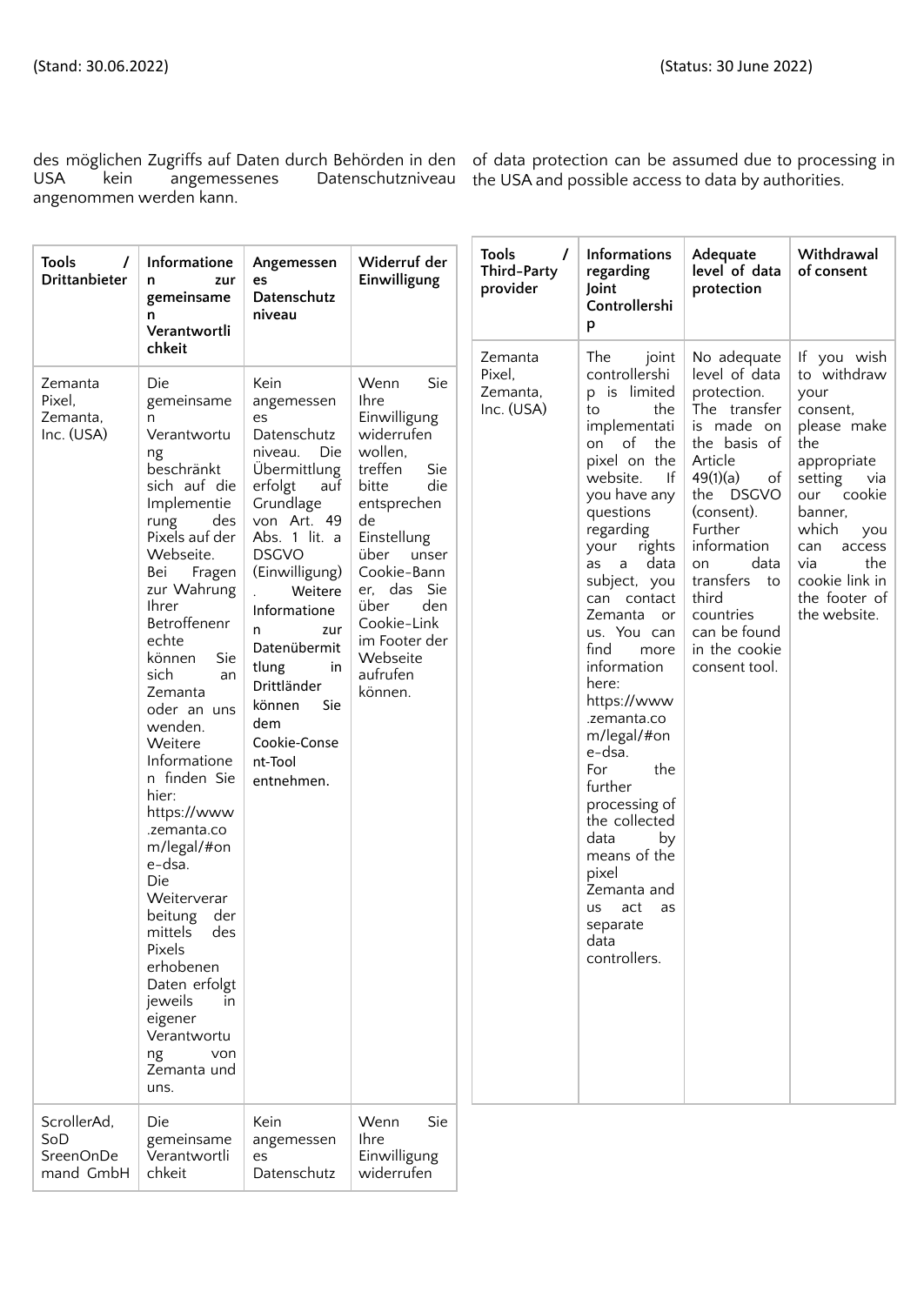(Stand: 30.06.2022)

des möglichen Zugriffs auf Daten durch Behörden in den USA kein angemessenes Datenschutzniveau angenommen werden kann.

| Tools / Drittanbieter | Informationen zur gemeinsamen Verantwortlichkeit | Angemessenes Datenschutzniveau | Widerruf der Einwilligung |
|---|---|---|---|
| Zemanta Pixel, Zemanta, Inc. (USA) | Die gemeinsame Verantwortung beschränkt sich auf die Implementierung des Pixels auf der Webseite. Bei Fragen zur Wahrung Ihrer Betroffenenrechte können Sie sich an Zemanta oder an uns wenden. Weitere Informationen finden Sie hier: https://www.zemanta.com/legal/#one-dsa. Die Weiterverarbeitung der mittels des Pixels erhobenen Daten erfolgt jeweils in eigener Verantwortung von Zemanta und uns. | Kein angemessenes Datenschutzniveau. Die Übermittlung erfolgt auf Grundlage von Art. 49 Abs. 1 lit. a DSGVO (Einwilligung). Weitere Informationen zur Datenübermittlung in Drittländer können Sie dem Cookie-Consent-Tool entnehmen. | Wenn Sie Ihre Einwilligung widerrufen wollen, treffen Sie bitte die entsprechende Einstellung über unser Cookie-Banner, das Sie über den Cookie-Link im Footer der Webseite aufrufen können. |
| ScrollerAd, SoD SreenOnDemand GmbH | Die gemeinsame Verantwortlichkeit | Kein angemessenes Datenschutz | Wenn Sie Ihre Einwilligung widerrufen |

(Status: 30 June 2022)

of data protection can be assumed due to processing in the USA and possible access to data by authorities.

| Tools / Third-Party provider | Informations regarding Joint Controllership | Adequate level of data protection | Withdrawal of consent |
|---|---|---|---|
| Zemanta Pixel, Zemanta, Inc. (USA) | The joint controllership is limited to the implementation of the pixel on the website. If you have any questions regarding your rights as a data subject, you can contact Zemanta or us. You can find more information here: https://www.zemanta.com/legal/#one-dsa. For the further processing of the collected data by means of the pixel Zemanta and us act as separate data controllers. | No adequate level of data protection. The transfer is made on the basis of Article 49(1)(a) of the DSGVO (consent). Further information on data transfers to third countries can be found in the cookie consent tool. | If you wish to withdraw your consent, please make the appropriate setting via our cookie banner, which you can access via the cookie link in the footer of the website. |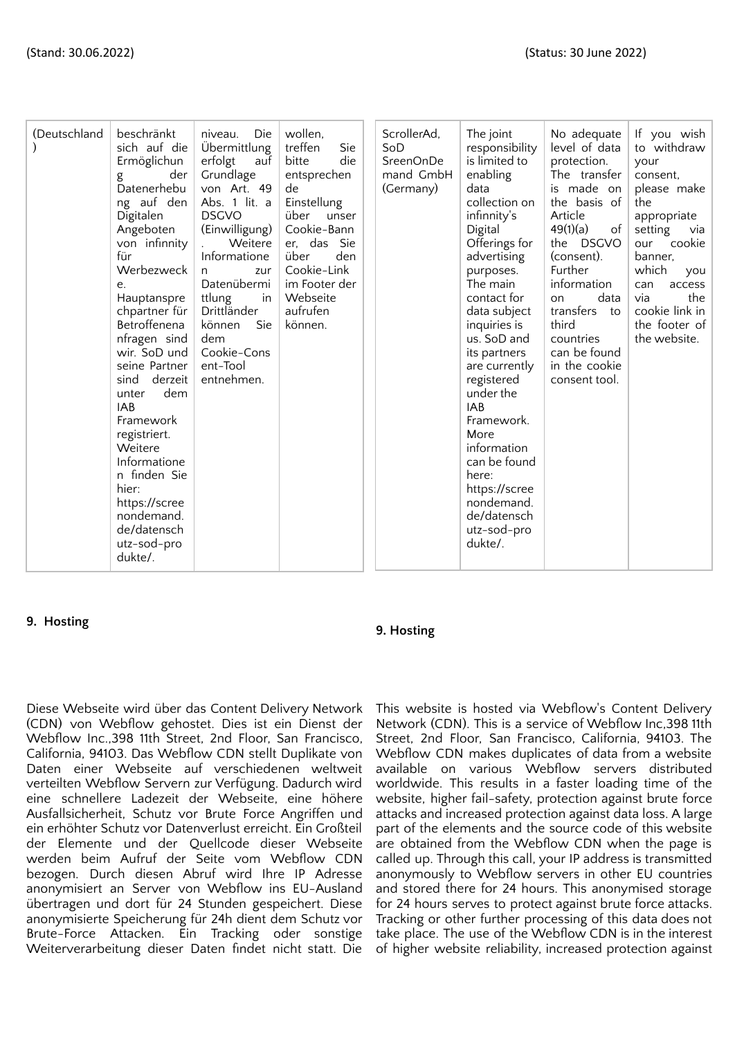| (Deutschland) | beschränkt sich auf die Ermöglichung der Datenerhebung auf den Digitalen Angeboten von infinnity für Werbezwecke. Hauptansprechpartner für Betroffenenanfragen sind wir. SoD und seine Partner sind derzeit unter dem IAB Framework registriert. Weitere Informationen finden Sie hier: https://screenondemand.de/datenschutz-sod-produkte/. | niveau. Die Übermittlung erfolgt auf Grundlage von Art. 49 Abs. 1 lit. a DSGVO (Einwilligung). Weitere Informationen zur Datenübermittlung in Drittländer können Sie dem Cookie-Consent-Tool entnehmen. | wollen, treffen Sie bitte die entsprechende Einstellung über unser Cookie-Banner, das Sie über den Cookie-Link im Footer der Webseite aufrufen können. |
|---|---|---|---|

| ScrollerAd, SoD SreenOnDemand GmbH (Germany) | The joint responsibility is limited to enabling data collection on infinnity's Digital Offerings for advertising purposes. The main contact for data subject inquiries is us. SoD and its partners are currently registered under the IAB Framework. More information can be found here: https://screenondemand.de/datenschutz-sod-produkte/. | No adequate level of data protection. The transfer is made on the basis of Article 49(1)(a) of the DSGVO (consent). Further information on data transfers to third countries can be found in the cookie consent tool. | If you wish to withdraw your consent, please make the appropriate setting via our cookie banner, which you can access via the cookie link in the footer of the website. |
|---|---|---|---|

## 9. Hosting

Diese Webseite wird über das Content Delivery Network (CDN) von Webflow gehostet. Dies ist ein Dienst der Webflow Inc.,398 11th Street, 2nd Floor, San Francisco, California, 94103. Das Webflow CDN stellt Duplikate von Daten einer Webseite auf verschiedenen weltweit verteilten Webflow Servern zur Verfügung. Dadurch wird eine schnellere Ladezeit der Webseite, eine höhere Ausfallsicherheit, Schutz vor Brute Force Angriffen und ein erhöhter Schutz vor Datenverlust erreicht. Ein Großteil der Elemente und der Quellcode dieser Webseite werden beim Aufruf der Seite vom Webflow CDN bezogen. Durch diesen Abruf wird Ihre IP Adresse anonymisiert an Server von Webflow ins EU-Ausland übertragen und dort für 24 Stunden gespeichert. Diese anonymisierte Speicherung für 24h dient dem Schutz vor Brute-Force Attacken. Ein Tracking oder sonstige Weiterverarbeitung dieser Daten findet nicht statt. Die

## 9. Hosting

This website is hosted via Webflow's Content Delivery Network (CDN). This is a service of Webflow Inc,398 11th Street, 2nd Floor, San Francisco, California, 94103. The Webflow CDN makes duplicates of data from a website available on various Webflow servers distributed worldwide. This results in a faster loading time of the website, higher fail-safety, protection against brute force attacks and increased protection against data loss. A large part of the elements and the source code of this website are obtained from the Webflow CDN when the page is called up. Through this call, your IP address is transmitted anonymously to Webflow servers in other EU countries and stored there for 24 hours. This anonymised storage for 24 hours serves to protect against brute force attacks. Tracking or other further processing of this data does not take place. The use of the Webflow CDN is in the interest of higher website reliability, increased protection against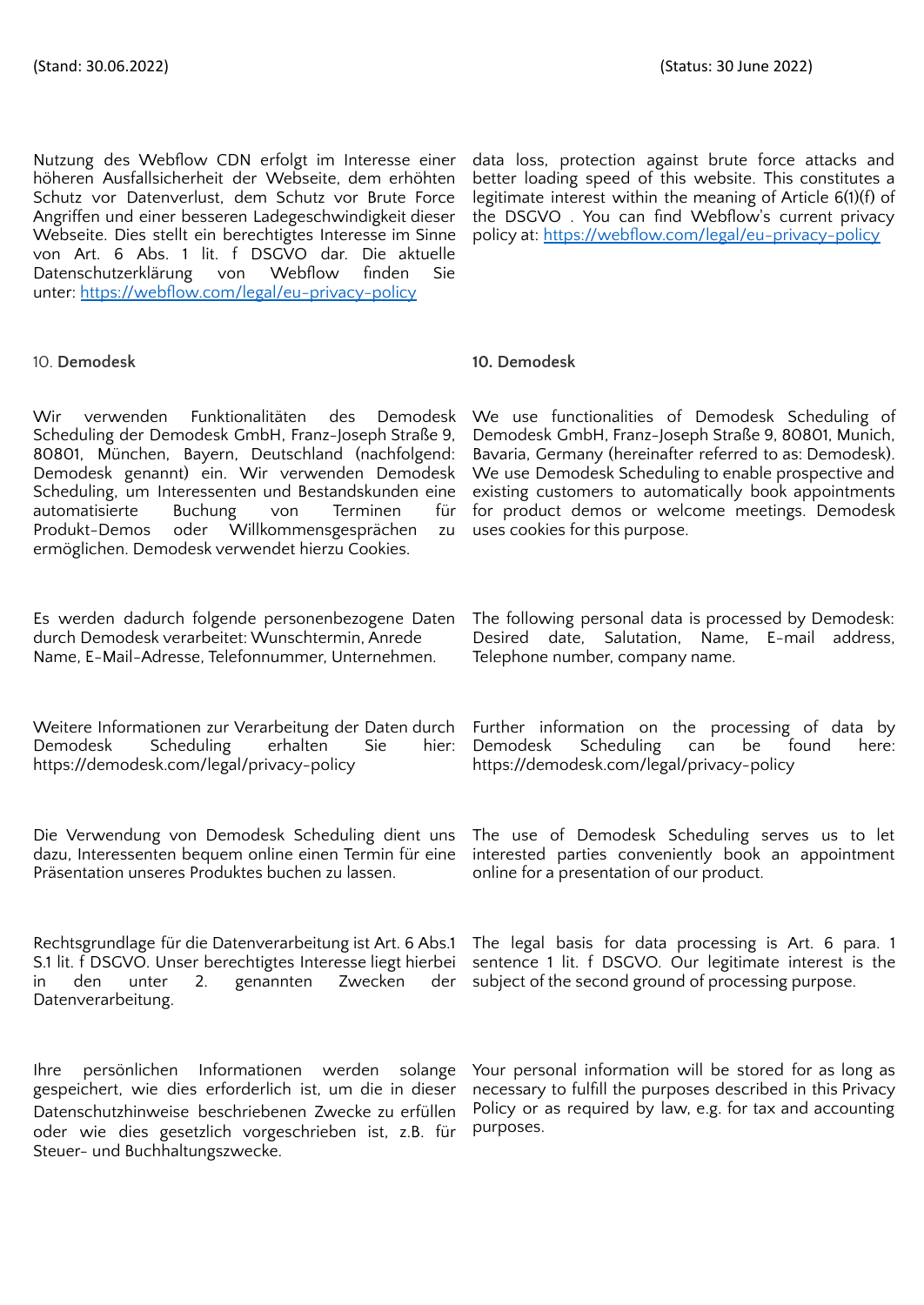Nutzung des Webflow CDN erfolgt im Interesse einer höheren Ausfallsicherheit der Webseite, dem erhöhten Schutz vor Datenverlust, dem Schutz vor Brute Force Angriffen und einer besseren Ladegeschwindigkeit dieser Webseite. Dies stellt ein berechtigtes Interesse im Sinne von Art. 6 Abs. 1 lit. f DSGVO dar. Die aktuelle Datenschutzerklärung von Webflow finden Sie unter: https://webflow.com/legal/eu-privacy-policy

data loss, protection against brute force attacks and better loading speed of this website. This constitutes a legitimate interest within the meaning of Article 6(1)(f) of the DSGVO . You can find Webflow's current privacy policy at: https://webflow.com/legal/eu-privacy-policy

## 10. Demodesk

Wir verwenden Funktionalitäten des Demodesk Scheduling der Demodesk GmbH, Franz-Joseph Straße 9, 80801, München, Bayern, Deutschland (nachfolgend: Demodesk genannt) ein. Wir verwenden Demodesk Scheduling, um Interessenten und Bestandskunden eine automatisierte Buchung von Terminen für Produkt-Demos oder Willkommensgesprächen zu ermöglichen. Demodesk verwendet hierzu Cookies.

Es werden dadurch folgende personenbezogene Daten durch Demodesk verarbeitet: Wunschtermin, Anrede Name, E-Mail-Adresse, Telefonnummer, Unternehmen.

Weitere Informationen zur Verarbeitung der Daten durch Demodesk Scheduling erhalten Sie hier: https://demodesk.com/legal/privacy-policy

Die Verwendung von Demodesk Scheduling dient uns dazu, Interessenten bequem online einen Termin für eine Präsentation unseres Produktes buchen zu lassen.

Rechtsgrundlage für die Datenverarbeitung ist Art. 6 Abs.1 S.1 lit. f DSGVO. Unser berechtigtes Interesse liegt hierbei in den unter 2. genannten Zwecken der Datenverarbeitung.

Ihre persönlichen Informationen werden solange gespeichert, wie dies erforderlich ist, um die in dieser Datenschutzhinweise beschriebenen Zwecke zu erfüllen oder wie dies gesetzlich vorgeschrieben ist, z.B. für Steuer- und Buchhaltungszwecke.

## 10. Demodesk

We use functionalities of Demodesk Scheduling of Demodesk GmbH, Franz-Joseph Straße 9, 80801, Munich, Bavaria, Germany (hereinafter referred to as: Demodesk). We use Demodesk Scheduling to enable prospective and existing customers to automatically book appointments for product demos or welcome meetings. Demodesk uses cookies for this purpose.

The following personal data is processed by Demodesk: Desired date, Salutation, Name, E-mail address, Telephone number, company name.

Further information on the processing of data by Demodesk Scheduling can be found here: https://demodesk.com/legal/privacy-policy

The use of Demodesk Scheduling serves us to let interested parties conveniently book an appointment online for a presentation of our product.

The legal basis for data processing is Art. 6 para. 1 sentence 1 lit. f DSGVO. Our legitimate interest is the subject of the second ground of processing purpose.

Your personal information will be stored for as long as necessary to fulfill the purposes described in this Privacy Policy or as required by law, e.g. for tax and accounting purposes.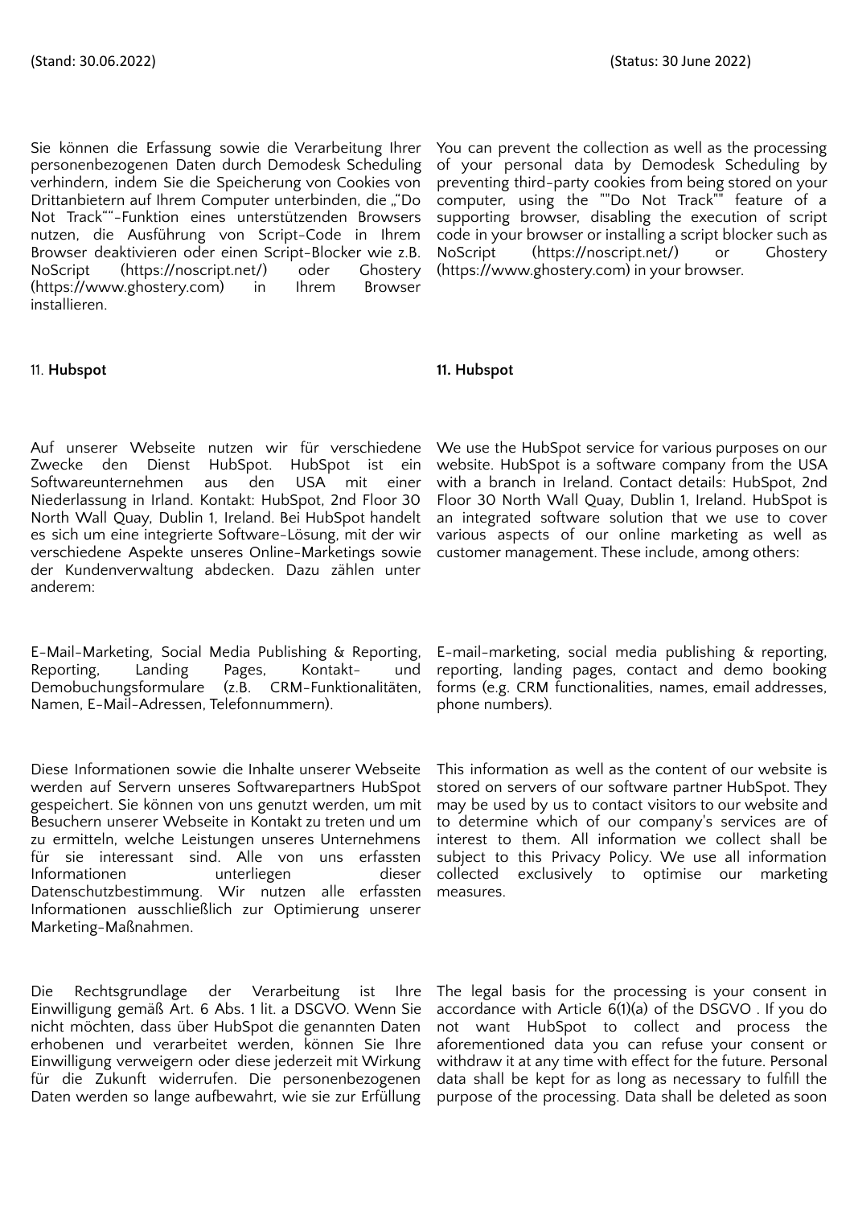(Stand: 30.06.2022) (Status: 30 June 2022)

Sie können die Erfassung sowie die Verarbeitung Ihrer personenbezogenen Daten durch Demodesk Scheduling verhindern, indem Sie die Speicherung von Cookies von Drittanbietern auf Ihrem Computer unterbinden, die „"Do Not Track"“-Funktion eines unterstützenden Browsers nutzen, die Ausführung von Script-Code in Ihrem Browser deaktivieren oder einen Script-Blocker wie z.B. NoScript (https://noscript.net/) oder Ghostery (https://www.ghostery.com) in Ihrem Browser installieren.

You can prevent the collection as well as the processing of your personal data by Demodesk Scheduling by preventing third-party cookies from being stored on your computer, using the ""Do Not Track"" feature of a supporting browser, disabling the execution of script code in your browser or installing a script blocker such as NoScript (https://noscript.net/) or Ghostery (https://www.ghostery.com) in your browser.

## 11. Hubspot

## 11. Hubspot

Auf unserer Webseite nutzen wir für verschiedene Zwecke den Dienst HubSpot. HubSpot ist ein Softwareunternehmen aus den USA mit einer Niederlassung in Irland. Kontakt: HubSpot, 2nd Floor 30 North Wall Quay, Dublin 1, Ireland. Bei HubSpot handelt es sich um eine integrierte Software-Lösung, mit der wir verschiedene Aspekte unseres Online-Marketings sowie der Kundenverwaltung abdecken. Dazu zählen unter anderem:

We use the HubSpot service for various purposes on our website. HubSpot is a software company from the USA with a branch in Ireland. Contact details: HubSpot, 2nd Floor 30 North Wall Quay, Dublin 1, Ireland. HubSpot is an integrated software solution that we use to cover various aspects of our online marketing as well as customer management. These include, among others:

E-Mail-Marketing, Social Media Publishing & Reporting, Reporting, Landing Pages, Kontakt- und Demobuchungsformulare (z.B. CRM-Funktionalitäten, Namen, E-Mail-Adressen, Telefonnummern).

E-mail-marketing, social media publishing & reporting, reporting, landing pages, contact and demo booking forms (e.g. CRM functionalities, names, email addresses, phone numbers).

Diese Informationen sowie die Inhalte unserer Webseite werden auf Servern unseres Softwarepartners HubSpot gespeichert. Sie können von uns genutzt werden, um mit Besuchern unserer Webseite in Kontakt zu treten und um zu ermitteln, welche Leistungen unseres Unternehmens für sie interessant sind. Alle von uns erfassten Informationen unterliegen dieser Datenschutzbestimmung. Wir nutzen alle erfassten Informationen ausschließlich zur Optimierung unserer Marketing-Maßnahmen.

This information as well as the content of our website is stored on servers of our software partner HubSpot. They may be used by us to contact visitors to our website and to determine which of our company's services are of interest to them. All information we collect shall be subject to this Privacy Policy. We use all information collected exclusively to optimise our marketing measures.

Die Rechtsgrundlage der Verarbeitung ist Ihre Einwilligung gemäß Art. 6 Abs. 1 lit. a DSGVO. Wenn Sie nicht möchten, dass über HubSpot die genannten Daten erhobenen und verarbeitet werden, können Sie Ihre Einwilligung verweigern oder diese jederzeit mit Wirkung für die Zukunft widerrufen. Die personenbezogenen Daten werden so lange aufbewahrt, wie sie zur Erfüllung

The legal basis for the processing is your consent in accordance with Article 6(1)(a) of the DSGVO . If you do not want HubSpot to collect and process the aforementioned data you can refuse your consent or withdraw it at any time with effect for the future. Personal data shall be kept for as long as necessary to fulfill the purpose of the processing. Data shall be deleted as soon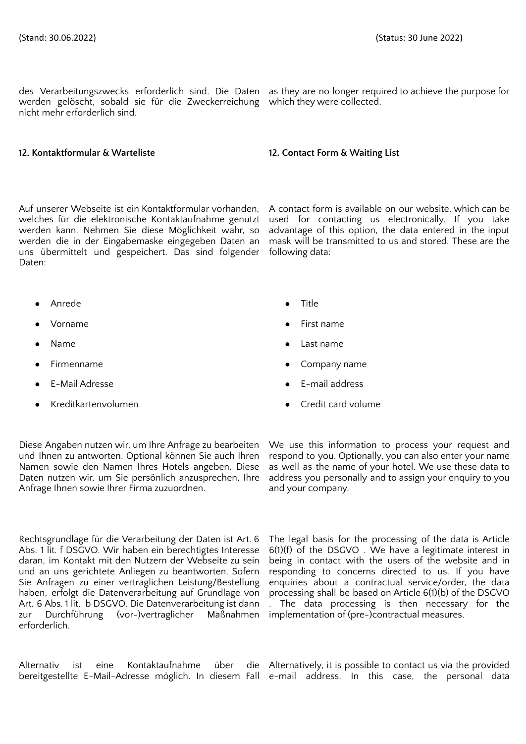des Verarbeitungszwecks erforderlich sind. Die Daten werden gelöscht, sobald sie für die Zweckerreichung nicht mehr erforderlich sind.

as they are no longer required to achieve the purpose for which they were collected.

**12. Kontaktformular & Warteliste**

**12. Contact Form & Waiting List**

Auf unserer Webseite ist ein Kontaktformular vorhanden, welches für die elektronische Kontaktaufnahme genutzt werden kann. Nehmen Sie diese Möglichkeit wahr, so werden die in der Eingabemaske eingegeben Daten an uns übermittelt und gespeichert. Das sind folgender Daten:

- Anrede
- Vorname
- Name
- Firmenname
- E-Mail Adresse
- Kreditkartenvolumen

A contact form is available on our website, which can be used for contacting us electronically. If you take advantage of this option, the data entered in the input mask will be transmitted to us and stored. These are the following data:

- Title
- First name
- Last name
- Company name
- E-mail address
- Credit card volume

Diese Angaben nutzen wir, um Ihre Anfrage zu bearbeiten und Ihnen zu antworten. Optional können Sie auch Ihren Namen sowie den Namen Ihres Hotels angeben. Diese Daten nutzen wir, um Sie persönlich anzusprechen, Ihre Anfrage Ihnen sowie Ihrer Firma zuzuordnen.

We use this information to process your request and respond to you. Optionally, you can also enter your name as well as the name of your hotel. We use these data to address you personally and to assign your enquiry to you and your company.

Rechtsgrundlage für die Verarbeitung der Daten ist Art. 6 Abs. 1 lit. f DSGVO. Wir haben ein berechtigtes Interesse daran, im Kontakt mit den Nutzern der Webseite zu sein und an uns gerichtete Anliegen zu beantworten. Sofern Sie Anfragen zu einer vertraglichen Leistung/Bestellung haben, erfolgt die Datenverarbeitung auf Grundlage von Art. 6 Abs. 1 lit. b DSGVO. Die Datenverarbeitung ist dann zur Durchführung (vor-)vertraglicher Maßnahmen erforderlich.

The legal basis for the processing of the data is Article 6(1)(f) of the DSGVO . We have a legitimate interest in being in contact with the users of the website and in responding to concerns directed to us. If you have enquiries about a contractual service/order, the data processing shall be based on Article 6(1)(b) of the DSGVO . The data processing is then necessary for the implementation of (pre-)contractual measures.

Alternativ ist eine Kontaktaufnahme über die bereitgestellte E-Mail-Adresse möglich. In diesem Fall

Alternatively, it is possible to contact us via the provided e-mail address. In this case, the personal data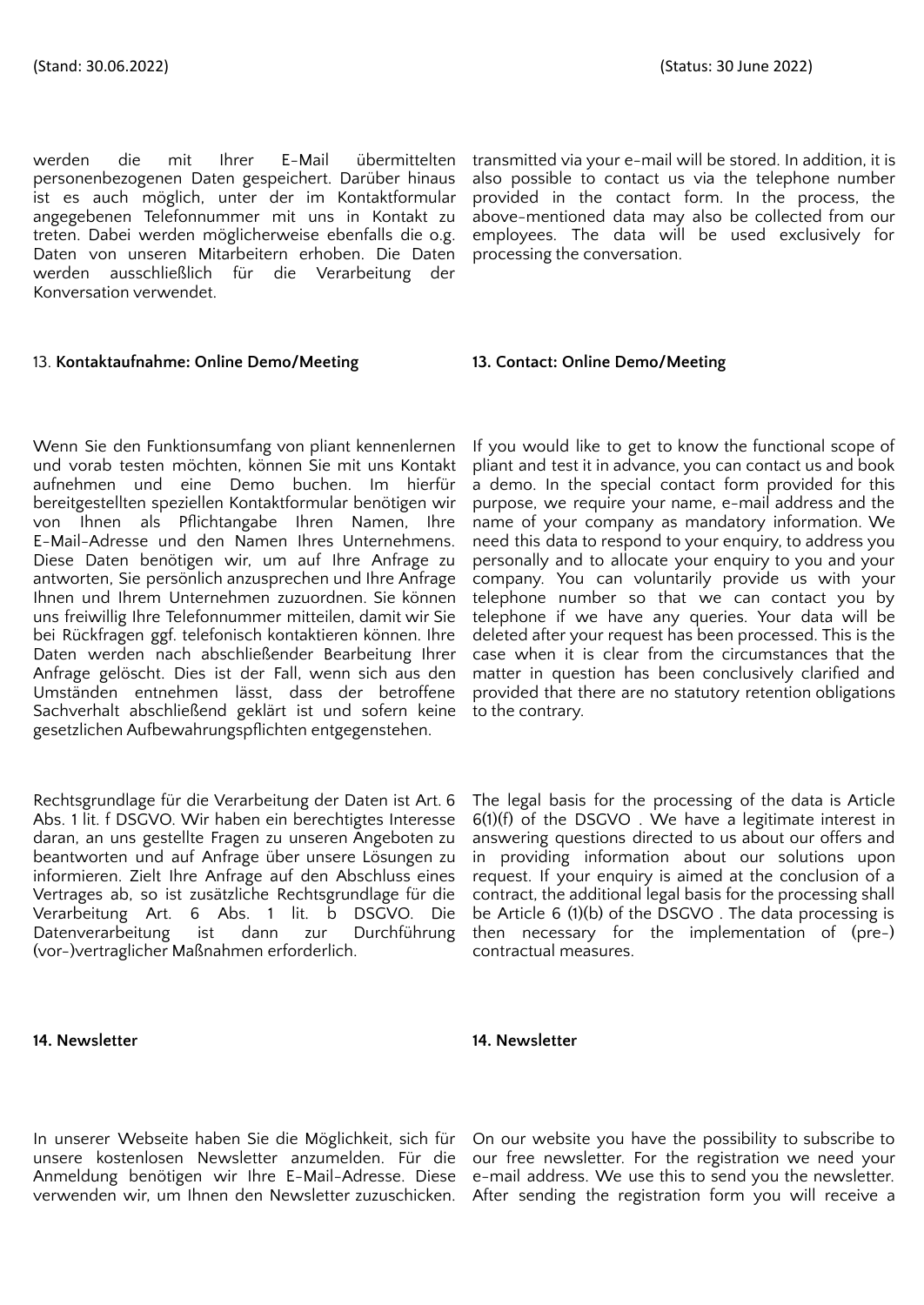werden die mit Ihrer E-Mail übermittelten personenbezogenen Daten gespeichert. Darüber hinaus ist es auch möglich, unter der im Kontaktformular angegebenen Telefonnummer mit uns in Kontakt zu treten. Dabei werden möglicherweise ebenfalls die o.g. Daten von unseren Mitarbeitern erhoben. Die Daten werden ausschließlich für die Verarbeitung der Konversation verwendet.

transmitted via your e-mail will be stored. In addition, it is also possible to contact us via the telephone number provided in the contact form. In the process, the above-mentioned data may also be collected from our employees. The data will be used exclusively for processing the conversation.

### 13. **Kontaktaufnahme: Online Demo/Meeting**

Wenn Sie den Funktionsumfang von pliant kennenlernen und vorab testen möchten, können Sie mit uns Kontakt aufnehmen und eine Demo buchen. Im hierfür bereitgestellten speziellen Kontaktformular benötigen wir von Ihnen als Pflichtangabe Ihren Namen, Ihre E-Mail-Adresse und den Namen Ihres Unternehmens. Diese Daten benötigen wir, um auf Ihre Anfrage zu antworten, Sie persönlich anzusprechen und Ihre Anfrage Ihnen und Ihrem Unternehmen zuzuordnen. Sie können uns freiwillig Ihre Telefonnummer mitteilen, damit wir Sie bei Rückfragen ggf. telefonisch kontaktieren können. Ihre Daten werden nach abschließender Bearbeitung Ihrer Anfrage gelöscht. Dies ist der Fall, wenn sich aus den Umständen entnehmen lässt, dass der betroffene Sachverhalt abschließend geklärt ist und sofern keine gesetzlichen Aufbewahrungspflichten entgegenstehen.

Rechtsgrundlage für die Verarbeitung der Daten ist Art. 6 Abs. 1 lit. f DSGVO. Wir haben ein berechtigtes Interesse daran, an uns gestellte Fragen zu unseren Angeboten zu beantworten und auf Anfrage über unsere Lösungen zu informieren. Zielt Ihre Anfrage auf den Abschluss eines Vertrages ab, so ist zusätzliche Rechtsgrundlage für die Verarbeitung Art. 6 Abs. 1 lit. b DSGVO. Die Datenverarbeitung ist dann zur Durchführung (vor-)vertraglicher Maßnahmen erforderlich.

### **13. Contact: Online Demo/Meeting**

If you would like to get to know the functional scope of pliant and test it in advance, you can contact us and book a demo. In the special contact form provided for this purpose, we require your name, e-mail address and the name of your company as mandatory information. We need this data to respond to your enquiry, to address you personally and to allocate your enquiry to you and your company. You can voluntarily provide us with your telephone number so that we can contact you by telephone if we have any queries. Your data will be deleted after your request has been processed. This is the case when it is clear from the circumstances that the matter in question has been conclusively clarified and provided that there are no statutory retention obligations to the contrary.

The legal basis for the processing of the data is Article 6(1)(f) of the DSGVO . We have a legitimate interest in answering questions directed to us about our offers and in providing information about our solutions upon request. If your enquiry is aimed at the conclusion of a contract, the additional legal basis for the processing shall be Article 6 (1)(b) of the DSGVO . The data processing is then necessary for the implementation of (pre-) contractual measures.

### **14. Newsletter**

In unserer Webseite haben Sie die Möglichkeit, sich für unsere kostenlosen Newsletter anzumelden. Für die Anmeldung benötigen wir Ihre E-Mail-Adresse. Diese verwenden wir, um Ihnen den Newsletter zuzuschicken.

### **14. Newsletter**

On our website you have the possibility to subscribe to our free newsletter. For the registration we need your e-mail address. We use this to send you the newsletter. After sending the registration form you will receive a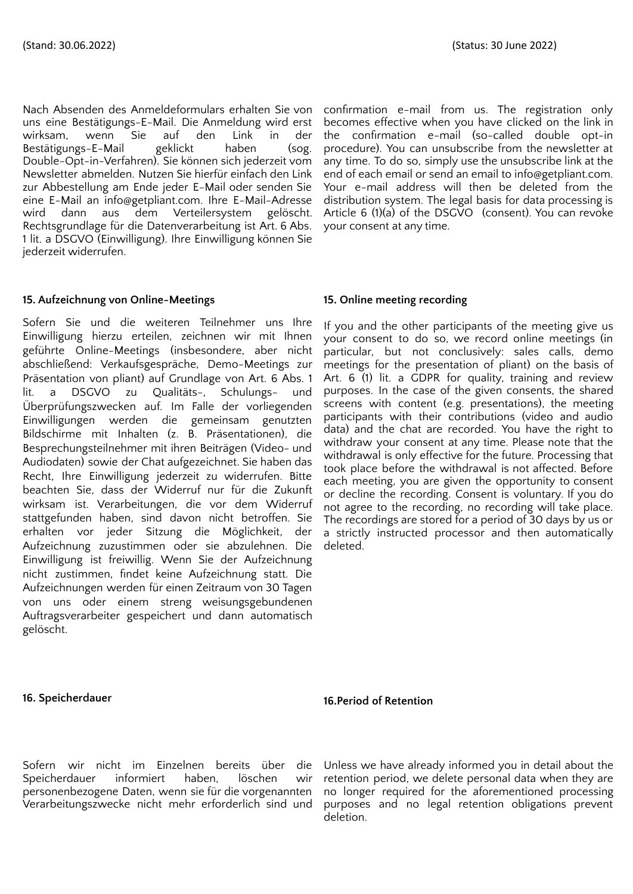Nach Absenden des Anmeldeformulars erhalten Sie von uns eine Bestätigungs-E-Mail. Die Anmeldung wird erst wirksam, wenn Sie auf den Link in der Bestätigungs-E-Mail geklickt haben (sog. Double-Opt-in-Verfahren). Sie können sich jederzeit vom Newsletter abmelden. Nutzen Sie hierfür einfach den Link zur Abbestellung am Ende jeder E-Mail oder senden Sie eine E-Mail an info@getpliant.com. Ihre E-Mail-Adresse wird dann aus dem Verteilersystem gelöscht. Rechtsgrundlage für die Datenverarbeitung ist Art. 6 Abs. 1 lit. a DSGVO (Einwilligung). Ihre Einwilligung können Sie jederzeit widerrufen.

confirmation e-mail from us. The registration only becomes effective when you have clicked on the link in the confirmation e-mail (so-called double opt-in procedure). You can unsubscribe from the newsletter at any time. To do so, simply use the unsubscribe link at the end of each email or send an email to info@getpliant.com. Your e-mail address will then be deleted from the distribution system. The legal basis for data processing is Article 6 (1)(a) of the DSGVO (consent). You can revoke your consent at any time.

**15. Aufzeichnung von Online-Meetings**

Sofern Sie und die weiteren Teilnehmer uns Ihre Einwilligung hierzu erteilen, zeichnen wir mit Ihnen geführte Online-Meetings (insbesondere, aber nicht abschließend: Verkaufsgespräche, Demo-Meetings zur Präsentation von pliant) auf Grundlage von Art. 6 Abs. 1 lit. a DSGVO zu Qualitäts-, Schulungs- und Überprüfungszwecken auf. Im Falle der vorliegenden Einwilligungen werden die gemeinsam genutzten Bildschirme mit Inhalten (z. B. Präsentationen), die Besprechungsteilnehmer mit ihren Beiträgen (Video- und Audiodaten) sowie der Chat aufgezeichnet. Sie haben das Recht, Ihre Einwilligung jederzeit zu widerrufen. Bitte beachten Sie, dass der Widerruf nur für die Zukunft wirksam ist. Verarbeitungen, die vor dem Widerruf stattgefunden haben, sind davon nicht betroffen. Sie erhalten vor jeder Sitzung die Möglichkeit, der Aufzeichnung zuzustimmen oder sie abzulehnen. Die Einwilligung ist freiwillig. Wenn Sie der Aufzeichnung nicht zustimmen, findet keine Aufzeichnung statt. Die Aufzeichnungen werden für einen Zeitraum von 30 Tagen von uns oder einem streng weisungsgebundenen Auftragsverarbeiter gespeichert und dann automatisch gelöscht.

**15. Online meeting recording**

If you and the other participants of the meeting give us your consent to do so, we record online meetings (in particular, but not conclusively: sales calls, demo meetings for the presentation of pliant) on the basis of Art. 6 (1) lit. a GDPR for quality, training and review purposes. In the case of the given consents, the shared screens with content (e.g. presentations), the meeting participants with their contributions (video and audio data) and the chat are recorded. You have the right to withdraw your consent at any time. Please note that the withdrawal is only effective for the future. Processing that took place before the withdrawal is not affected. Before each meeting, you are given the opportunity to consent or decline the recording. Consent is voluntary. If you do not agree to the recording, no recording will take place. The recordings are stored for a period of 30 days by us or a strictly instructed processor and then automatically deleted.

**16. Speicherdauer**

Sofern wir nicht im Einzelnen bereits über die Speicherdauer informiert haben, löschen wir personenbezogene Daten, wenn sie für die vorgenannten Verarbeitungszwecke nicht mehr erforderlich sind und

**16.Period of Retention**

Unless we have already informed you in detail about the retention period, we delete personal data when they are no longer required for the aforementioned processing purposes and no legal retention obligations prevent deletion.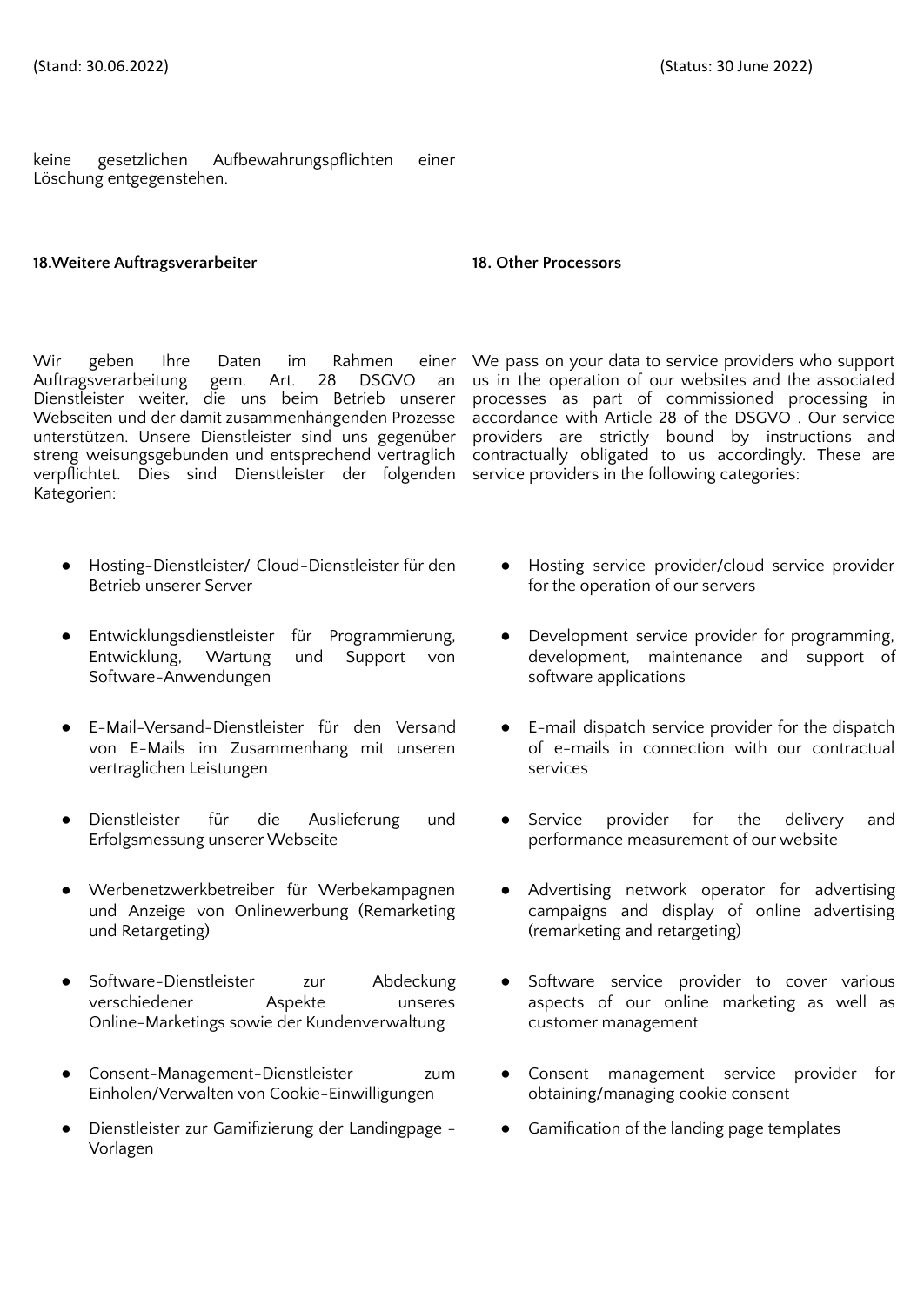keine gesetzlichen Aufbewahrungspflichten einer Löschung entgegenstehen.

**18.Weitere Auftragsverarbeiter**

Wir geben Ihre Daten im Rahmen einer Auftragsverarbeitung gem. Art. 28 DSGVO an Dienstleister weiter, die uns beim Betrieb unserer Webseiten und der damit zusammenhängenden Prozesse unterstützen. Unsere Dienstleister sind uns gegenüber streng weisungsgebunden und entsprechend vertraglich verpflichtet. Dies sind Dienstleister der folgenden Kategorien:

- Hosting-Dienstleister/ Cloud-Dienstleister für den Betrieb unserer Server
- Entwicklungsdienstleister für Programmierung, Entwicklung, Wartung und Support von Software-Anwendungen
- E-Mail-Versand-Dienstleister für den Versand von E-Mails im Zusammenhang mit unseren vertraglichen Leistungen
- Dienstleister für die Auslieferung und Erfolgsmessung unserer Webseite
- Werbenetzwerkbetreiber für Werbekampagnen und Anzeige von Onlinewerbung (Remarketing und Retargeting)
- Software-Dienstleister zur Abdeckung verschiedener Aspekte unseres Online-Marketings sowie der Kundenverwaltung
- Consent-Management-Dienstleister zum Einholen/Verwalten von Cookie-Einwilligungen
- Dienstleister zur Gamifizierung der Landingpage - Vorlagen

**18. Other Processors**

We pass on your data to service providers who support us in the operation of our websites and the associated processes as part of commissioned processing in accordance with Article 28 of the DSGVO . Our service providers are strictly bound by instructions and contractually obligated to us accordingly. These are service providers in the following categories:

- Hosting service provider/cloud service provider for the operation of our servers
- Development service provider for programming, development, maintenance and support of software applications
- E-mail dispatch service provider for the dispatch of e-mails in connection with our contractual services
- Service provider for the delivery and performance measurement of our website
- Advertising network operator for advertising campaigns and display of online advertising (remarketing and retargeting)
- Software service provider to cover various aspects of our online marketing as well as customer management
- Consent management service provider for obtaining/managing cookie consent
- Gamification of the landing page templates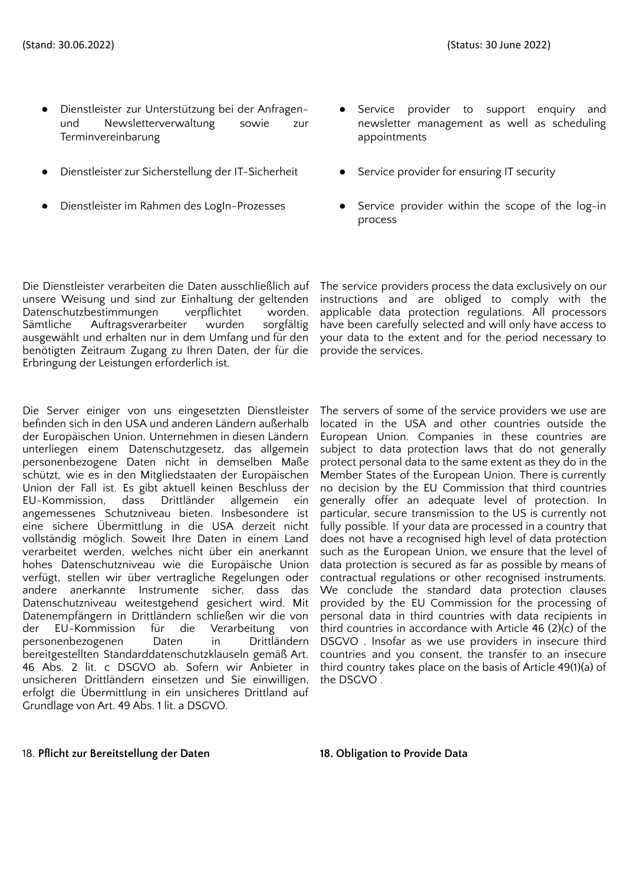(Stand: 30.06.2022)

- Dienstleister zur Unterstützung bei der Anfragen- und Newsletterverwaltung sowie zur Terminvereinbarung
- Dienstleister zur Sicherstellung der IT-Sicherheit
- Dienstleister im Rahmen des LogIn-Prozesses

Die Dienstleister verarbeiten die Daten ausschließlich auf unsere Weisung und sind zur Einhaltung der geltenden Datenschutzbestimmungen verpflichtet worden. Sämtliche Auftragsverarbeiter wurden sorgfältig ausgewählt und erhalten nur in dem Umfang und für den benötigten Zeitraum Zugang zu Ihren Daten, der für die Erbringung der Leistungen erforderlich ist.

Die Server einiger von uns eingesetzten Dienstleister befinden sich in den USA und anderen Ländern außerhalb der Europäischen Union. Unternehmen in diesen Ländern unterliegen einem Datenschutzgesetz, das allgemein personenbezogene Daten nicht in demselben Maße schützt, wie es in den Mitgliedstaaten der Europäischen Union der Fall ist. Es gibt aktuell keinen Beschluss der EU-Kommission, dass Drittländer allgemein ein angemessenes Schutzniveau bieten. Insbesondere ist eine sichere Übermittlung in die USA derzeit nicht vollständig möglich. Soweit Ihre Daten in einem Land verarbeitet werden, welches nicht über ein anerkannt hohes Datenschutzniveau wie die Europäische Union verfügt, stellen wir über vertragliche Regelungen oder andere anerkannte Instrumente sicher, dass das Datenschutzniveau weitestgehend gesichert wird. Mit Datenempfängern in Drittländern schließen wir die von der EU-Kommission für die Verarbeitung von personenbezogenen Daten in Drittländern bereitgestellten Standarddatenschutzklauseln gemäß Art. 46 Abs. 2 lit. c DSGVO ab. Sofern wir Anbieter in unsicheren Drittländern einsetzen und Sie einwilligen, erfolgt die Übermittlung in ein unsicheres Drittland auf Grundlage von Art. 49 Abs. 1 lit. a DSGVO.

## 18. Pflicht zur Bereitstellung der Daten

(Status: 30 June 2022)

- Service provider to support enquiry and newsletter management as well as scheduling appointments
- Service provider for ensuring IT security
- Service provider within the scope of the log-in process

The service providers process the data exclusively on our instructions and are obliged to comply with the applicable data protection regulations. All processors have been carefully selected and will only have access to your data to the extent and for the period necessary to provide the services.

The servers of some of the service providers we use are located in the USA and other countries outside the European Union. Companies in these countries are subject to data protection laws that do not generally protect personal data to the same extent as they do in the Member States of the European Union. There is currently no decision by the EU Commission that third countries generally offer an adequate level of protection. In particular, secure transmission to the US is currently not fully possible. If your data are processed in a country that does not have a recognised high level of data protection such as the European Union, we ensure that the level of data protection is secured as far as possible by means of contractual regulations or other recognised instruments. We conclude the standard data protection clauses provided by the EU Commission for the processing of personal data in third countries with data recipients in third countries in accordance with Article 46 (2)(c) of the DSGVO . Insofar as we use providers in insecure third countries and you consent, the transfer to an insecure third country takes place on the basis of Article 49(1)(a) of the DSGVO .

## 18. Obligation to Provide Data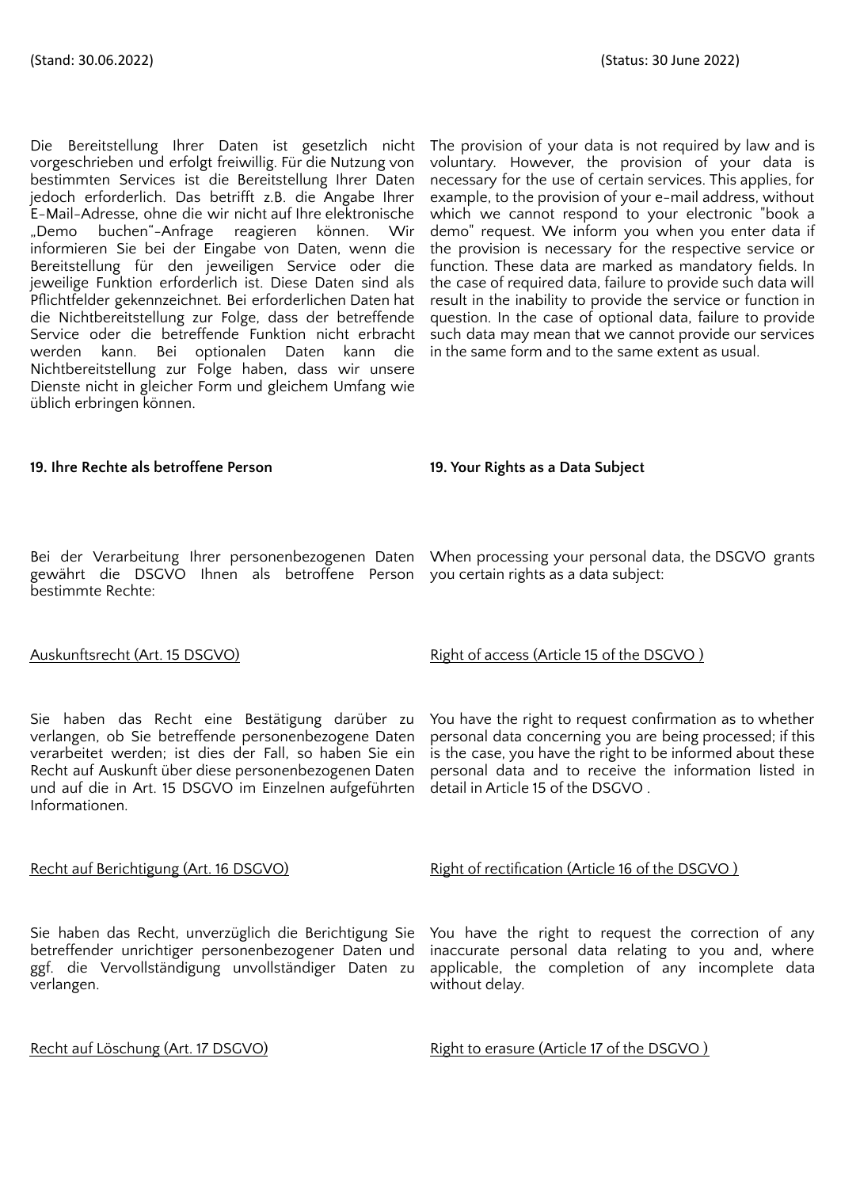Die Bereitstellung Ihrer Daten ist gesetzlich nicht vorgeschrieben und erfolgt freiwillig. Für die Nutzung von bestimmten Services ist die Bereitstellung Ihrer Daten jedoch erforderlich. Das betrifft z.B. die Angabe Ihrer E-Mail-Adresse, ohne die wir nicht auf Ihre elektronische „Demo buchen"-Anfrage reagieren können. Wir informieren Sie bei der Eingabe von Daten, wenn die Bereitstellung für den jeweiligen Service oder die jeweilige Funktion erforderlich ist. Diese Daten sind als Pflichtfelder gekennzeichnet. Bei erforderlichen Daten hat die Nichtbereitstellung zur Folge, dass der betreffende Service oder die betreffende Funktion nicht erbracht werden kann. Bei optionalen Daten kann die Nichtbereitstellung zur Folge haben, dass wir unsere Dienste nicht in gleicher Form und gleichem Umfang wie üblich erbringen können.

The provision of your data is not required by law and is voluntary. However, the provision of your data is necessary for the use of certain services. This applies, for example, to the provision of your e-mail address, without which we cannot respond to your electronic "book a demo" request. We inform you when you enter data if the provision is necessary for the respective service or function. These data are marked as mandatory fields. In the case of required data, failure to provide such data will result in the inability to provide the service or function in question. In the case of optional data, failure to provide such data may mean that we cannot provide our services in the same form and to the same extent as usual.

**19. Ihre Rechte als betroffene Person**

**19. Your Rights as a Data Subject**

Bei der Verarbeitung Ihrer personenbezogenen Daten gewährt die DSGVO Ihnen als betroffene Person bestimmte Rechte:

When processing your personal data, the DSGVO grants you certain rights as a data subject:

Auskunftsrecht (Art. 15 DSGVO)

Right of access (Article 15 of the DSGVO )

Sie haben das Recht eine Bestätigung darüber zu verlangen, ob Sie betreffende personenbezogene Daten verarbeitet werden; ist dies der Fall, so haben Sie ein Recht auf Auskunft über diese personenbezogenen Daten und auf die in Art. 15 DSGVO im Einzelnen aufgeführten Informationen.

You have the right to request confirmation as to whether personal data concerning you are being processed; if this is the case, you have the right to be informed about these personal data and to receive the information listed in detail in Article 15 of the DSGVO .

Recht auf Berichtigung (Art. 16 DSGVO)

Right of rectification (Article 16 of the DSGVO )

Sie haben das Recht, unverzüglich die Berichtigung Sie betreffender unrichtiger personenbezogener Daten und ggf. die Vervollständigung unvollständiger Daten zu verlangen.

You have the right to request the correction of any inaccurate personal data relating to you and, where applicable, the completion of any incomplete data without delay.

Recht auf Löschung (Art. 17 DSGVO)

Right to erasure (Article 17 of the DSGVO )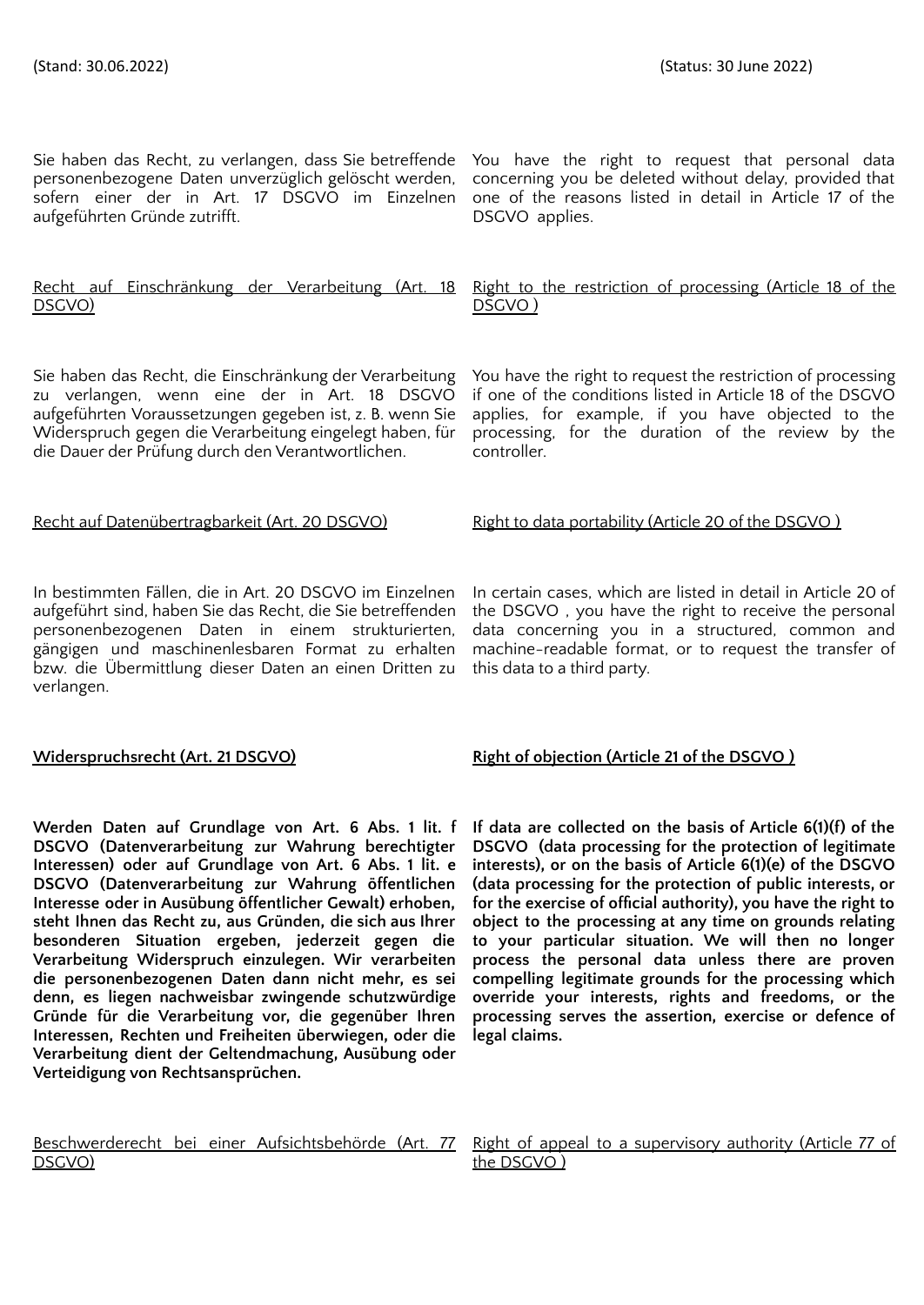(Stand: 30.06.2022)

(Status: 30 June 2022)

Sie haben das Recht, zu verlangen, dass Sie betreffende personenbezogene Daten unverzüglich gelöscht werden, sofern einer der in Art. 17 DSGVO im Einzelnen aufgeführten Gründe zutrifft.

You have the right to request that personal data concerning you be deleted without delay, provided that one of the reasons listed in detail in Article 17 of the DSGVO applies.

Recht auf Einschränkung der Verarbeitung (Art. 18 DSGVO)

Right to the restriction of processing (Article 18 of the DSGVO )

Sie haben das Recht, die Einschränkung der Verarbeitung zu verlangen, wenn eine der in Art. 18 DSGVO aufgeführten Voraussetzungen gegeben ist, z. B. wenn Sie Widerspruch gegen die Verarbeitung eingelegt haben, für die Dauer der Prüfung durch den Verantwortlichen.

You have the right to request the restriction of processing if one of the conditions listed in Article 18 of the DSGVO applies, for example, if you have objected to the processing, for the duration of the review by the controller.

Recht auf Datenübertragbarkeit (Art. 20 DSGVO)

Right to data portability (Article 20 of the DSGVO )

In bestimmten Fällen, die in Art. 20 DSGVO im Einzelnen aufgeführt sind, haben Sie das Recht, die Sie betreffenden personenbezogenen Daten in einem strukturierten, gängigen und maschinenlesbaren Format zu erhalten bzw. die Übermittlung dieser Daten an einen Dritten zu verlangen.

In certain cases, which are listed in detail in Article 20 of the DSGVO , you have the right to receive the personal data concerning you in a structured, common and machine-readable format, or to request the transfer of this data to a third party.

**Widerspruchsrecht (Art. 21 DSGVO)**

**Right of objection (Article 21 of the DSGVO )**

**Werden Daten auf Grundlage von Art. 6 Abs. 1 lit. f DSGVO (Datenverarbeitung zur Wahrung berechtigter Interessen) oder auf Grundlage von Art. 6 Abs. 1 lit. e DSGVO (Datenverarbeitung zur Wahrung öffentlichen Interesse oder in Ausübung öffentlicher Gewalt) erhoben, steht Ihnen das Recht zu, aus Gründen, die sich aus Ihrer besonderen Situation ergeben, jederzeit gegen die Verarbeitung Widerspruch einzulegen. Wir verarbeiten die personenbezogenen Daten dann nicht mehr, es sei denn, es liegen nachweisbar zwingende schutzwürdige Gründe für die Verarbeitung vor, die gegenüber Ihren Interessen, Rechten und Freiheiten überwiegen, oder die Verarbeitung dient der Geltendmachung, Ausübung oder Verteidigung von Rechtsansprüchen.**

**If data are collected on the basis of Article 6(1)(f) of the DSGVO (data processing for the protection of legitimate interests), or on the basis of Article 6(1)(e) of the DSGVO (data processing for the protection of public interests, or for the exercise of official authority), you have the right to object to the processing at any time on grounds relating to your particular situation. We will then no longer process the personal data unless there are proven compelling legitimate grounds for the processing which override your interests, rights and freedoms, or the processing serves the assertion, exercise or defence of legal claims.**

Beschwerderecht bei einer Aufsichtsbehörde (Art. 77 DSGVO)

Right of appeal to a supervisory authority (Article 77 of the DSGVO )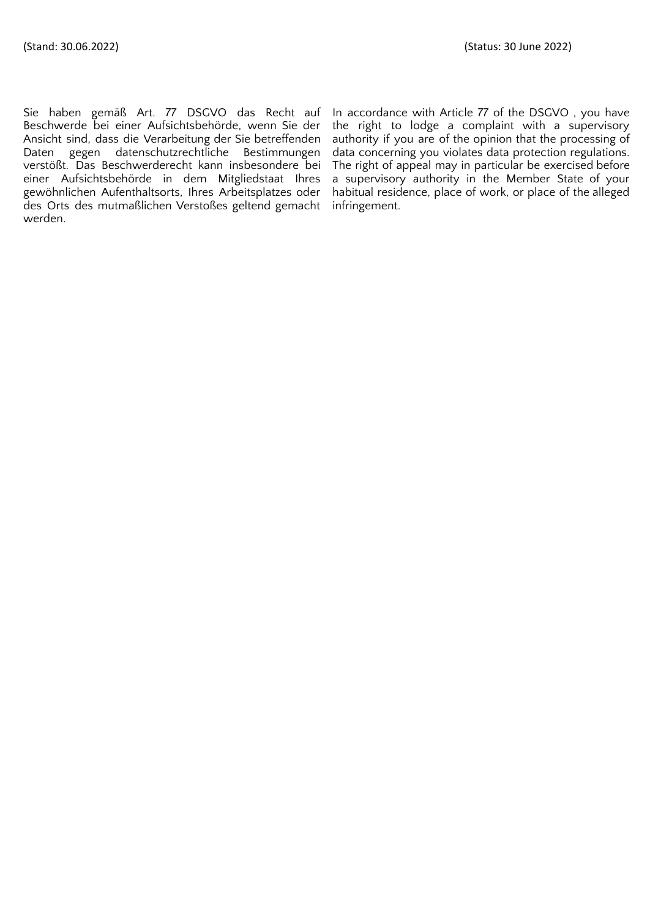(Stand: 30.06.2022)

Sie haben gemäß Art. 77 DSGVO das Recht auf Beschwerde bei einer Aufsichtsbehörde, wenn Sie der Ansicht sind, dass die Verarbeitung der Sie betreffenden Daten gegen datenschutzrechtliche Bestimmungen verstößt. Das Beschwerderecht kann insbesondere bei einer Aufsichtsbehörde in dem Mitgliedstaat Ihres gewöhnlichen Aufenthaltsorts, Ihres Arbeitsplatzes oder des Orts des mutmaßlichen Verstoßes geltend gemacht werden.

(Status: 30 June 2022)

In accordance with Article 77 of the DSGVO , you have the right to lodge a complaint with a supervisory authority if you are of the opinion that the processing of data concerning you violates data protection regulations. The right of appeal may in particular be exercised before a supervisory authority in the Member State of your habitual residence, place of work, or place of the alleged infringement.